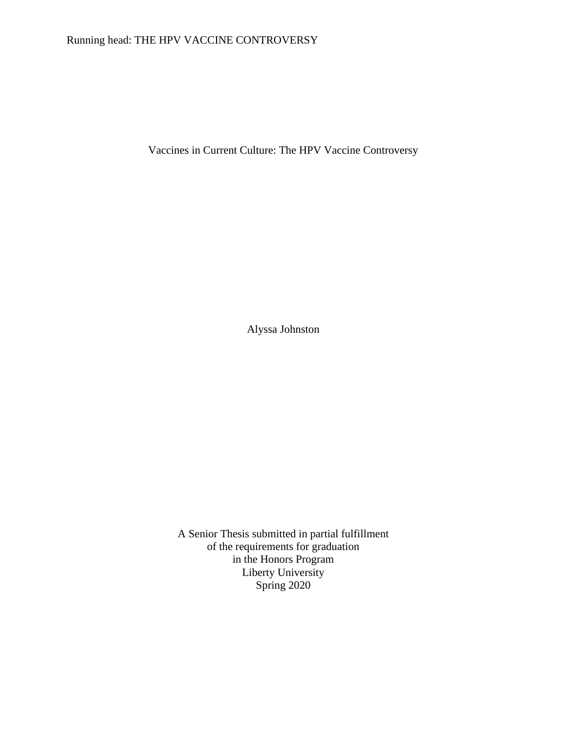# Vaccines in Current Culture: The HPV Vaccine Controversy

Alyssa Johnston

A Senior Thesis submitted in partial fulfillment
of the requirements for graduation
in the Honors Program
Liberty University
Spring 2020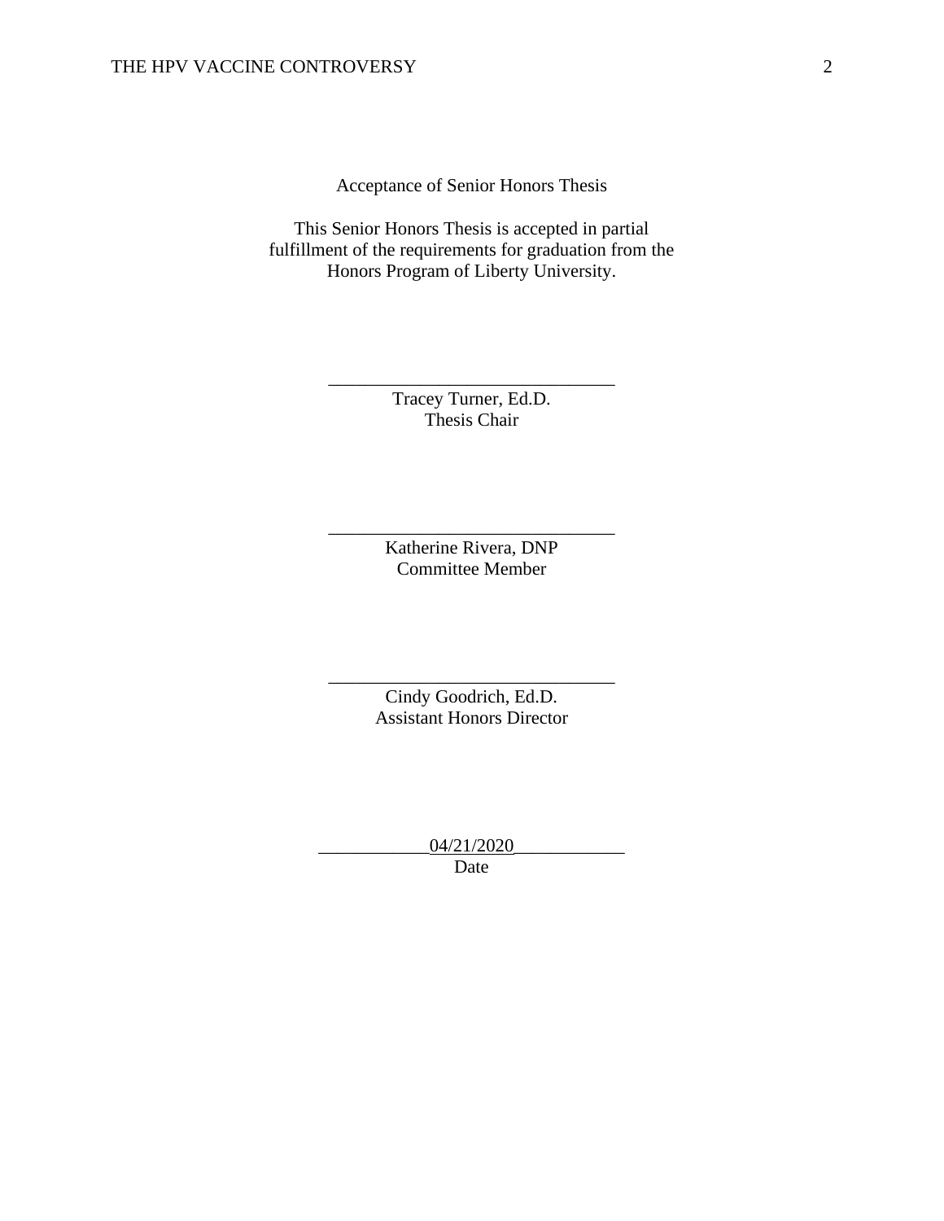Acceptance of Senior Honors Thesis

This Senior Honors Thesis is accepted in partial fulfillment of the requirements for graduation from the Honors Program of Liberty University.

______________________________
Tracey Turner, Ed.D.
Thesis Chair

______________________________
Katherine Rivera, DNP
Committee Member

______________________________
Cindy Goodrich, Ed.D.
Assistant Honors Director

____________04/21/2020____________
Date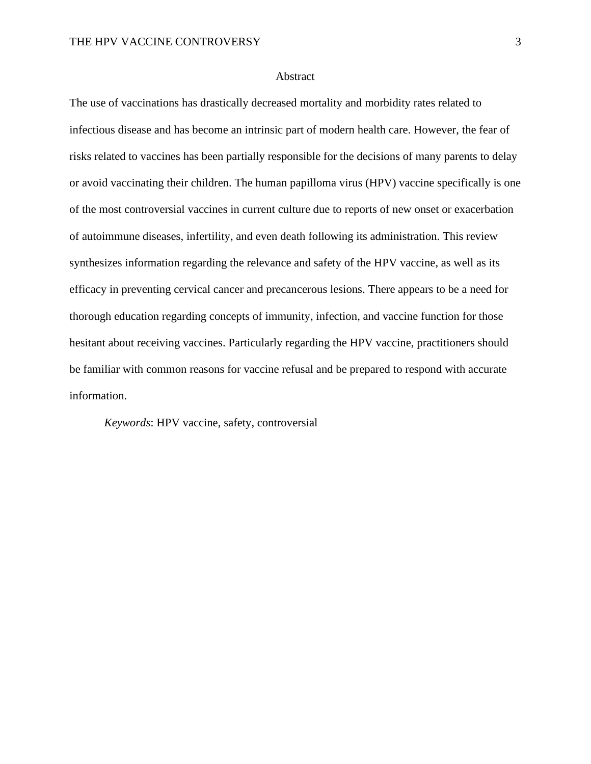# Abstract

The use of vaccinations has drastically decreased mortality and morbidity rates related to infectious disease and has become an intrinsic part of modern health care. However, the fear of risks related to vaccines has been partially responsible for the decisions of many parents to delay or avoid vaccinating their children. The human papilloma virus (HPV) vaccine specifically is one of the most controversial vaccines in current culture due to reports of new onset or exacerbation of autoimmune diseases, infertility, and even death following its administration. This review synthesizes information regarding the relevance and safety of the HPV vaccine, as well as its efficacy in preventing cervical cancer and precancerous lesions. There appears to be a need for thorough education regarding concepts of immunity, infection, and vaccine function for those hesitant about receiving vaccines. Particularly regarding the HPV vaccine, practitioners should be familiar with common reasons for vaccine refusal and be prepared to respond with accurate information.

*Keywords*: HPV vaccine, safety, controversial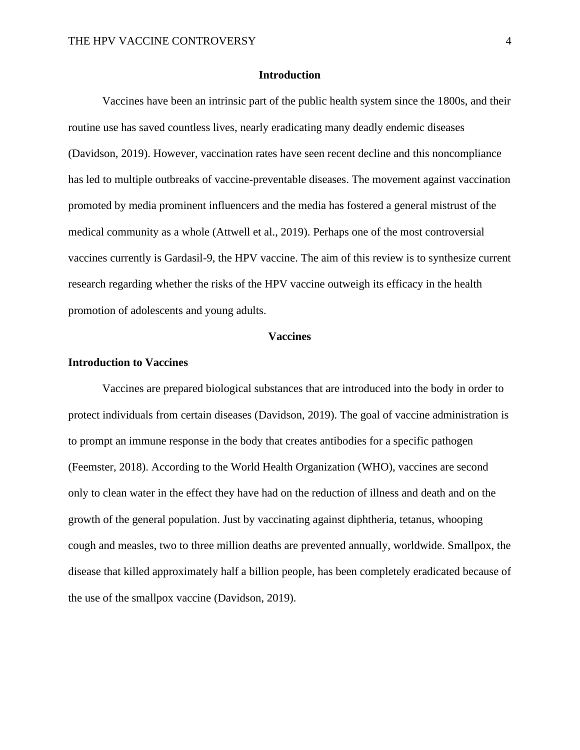## Introduction

Vaccines have been an intrinsic part of the public health system since the 1800s, and their routine use has saved countless lives, nearly eradicating many deadly endemic diseases (Davidson, 2019). However, vaccination rates have seen recent decline and this noncompliance has led to multiple outbreaks of vaccine-preventable diseases. The movement against vaccination promoted by media prominent influencers and the media has fostered a general mistrust of the medical community as a whole (Attwell et al., 2019). Perhaps one of the most controversial vaccines currently is Gardasil-9, the HPV vaccine. The aim of this review is to synthesize current research regarding whether the risks of the HPV vaccine outweigh its efficacy in the health promotion of adolescents and young adults.

## Vaccines

### Introduction to Vaccines

Vaccines are prepared biological substances that are introduced into the body in order to protect individuals from certain diseases (Davidson, 2019). The goal of vaccine administration is to prompt an immune response in the body that creates antibodies for a specific pathogen (Feemster, 2018). According to the World Health Organization (WHO), vaccines are second only to clean water in the effect they have had on the reduction of illness and death and on the growth of the general population. Just by vaccinating against diphtheria, tetanus, whooping cough and measles, two to three million deaths are prevented annually, worldwide. Smallpox, the disease that killed approximately half a billion people, has been completely eradicated because of the use of the smallpox vaccine (Davidson, 2019).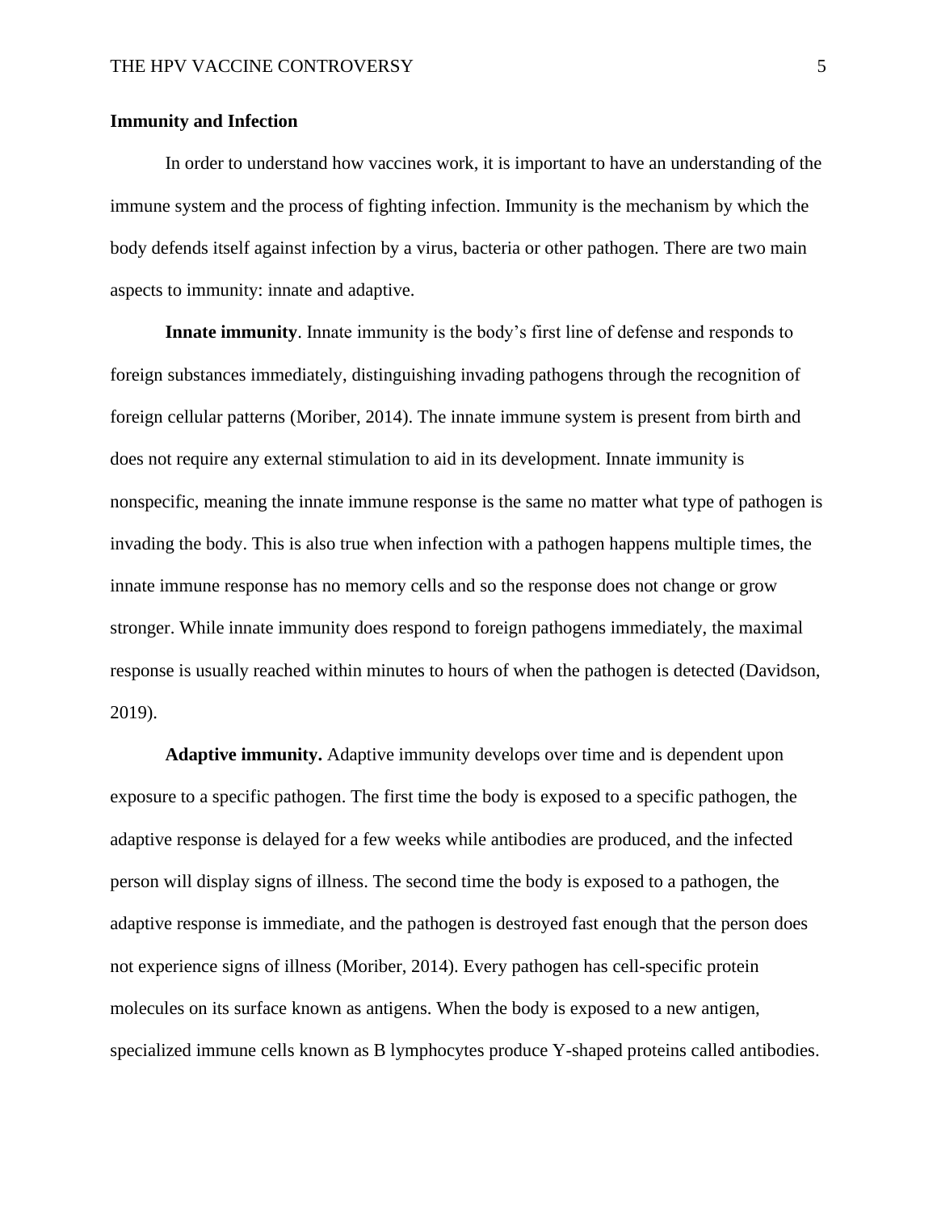## Immunity and Infection

In order to understand how vaccines work, it is important to have an understanding of the immune system and the process of fighting infection. Immunity is the mechanism by which the body defends itself against infection by a virus, bacteria or other pathogen. There are two main aspects to immunity: innate and adaptive.

**Innate immunity**. Innate immunity is the body's first line of defense and responds to foreign substances immediately, distinguishing invading pathogens through the recognition of foreign cellular patterns (Moriber, 2014). The innate immune system is present from birth and does not require any external stimulation to aid in its development. Innate immunity is nonspecific, meaning the innate immune response is the same no matter what type of pathogen is invading the body. This is also true when infection with a pathogen happens multiple times, the innate immune response has no memory cells and so the response does not change or grow stronger. While innate immunity does respond to foreign pathogens immediately, the maximal response is usually reached within minutes to hours of when the pathogen is detected (Davidson, 2019).

**Adaptive immunity.** Adaptive immunity develops over time and is dependent upon exposure to a specific pathogen. The first time the body is exposed to a specific pathogen, the adaptive response is delayed for a few weeks while antibodies are produced, and the infected person will display signs of illness. The second time the body is exposed to a pathogen, the adaptive response is immediate, and the pathogen is destroyed fast enough that the person does not experience signs of illness (Moriber, 2014). Every pathogen has cell-specific protein molecules on its surface known as antigens. When the body is exposed to a new antigen, specialized immune cells known as B lymphocytes produce Y-shaped proteins called antibodies.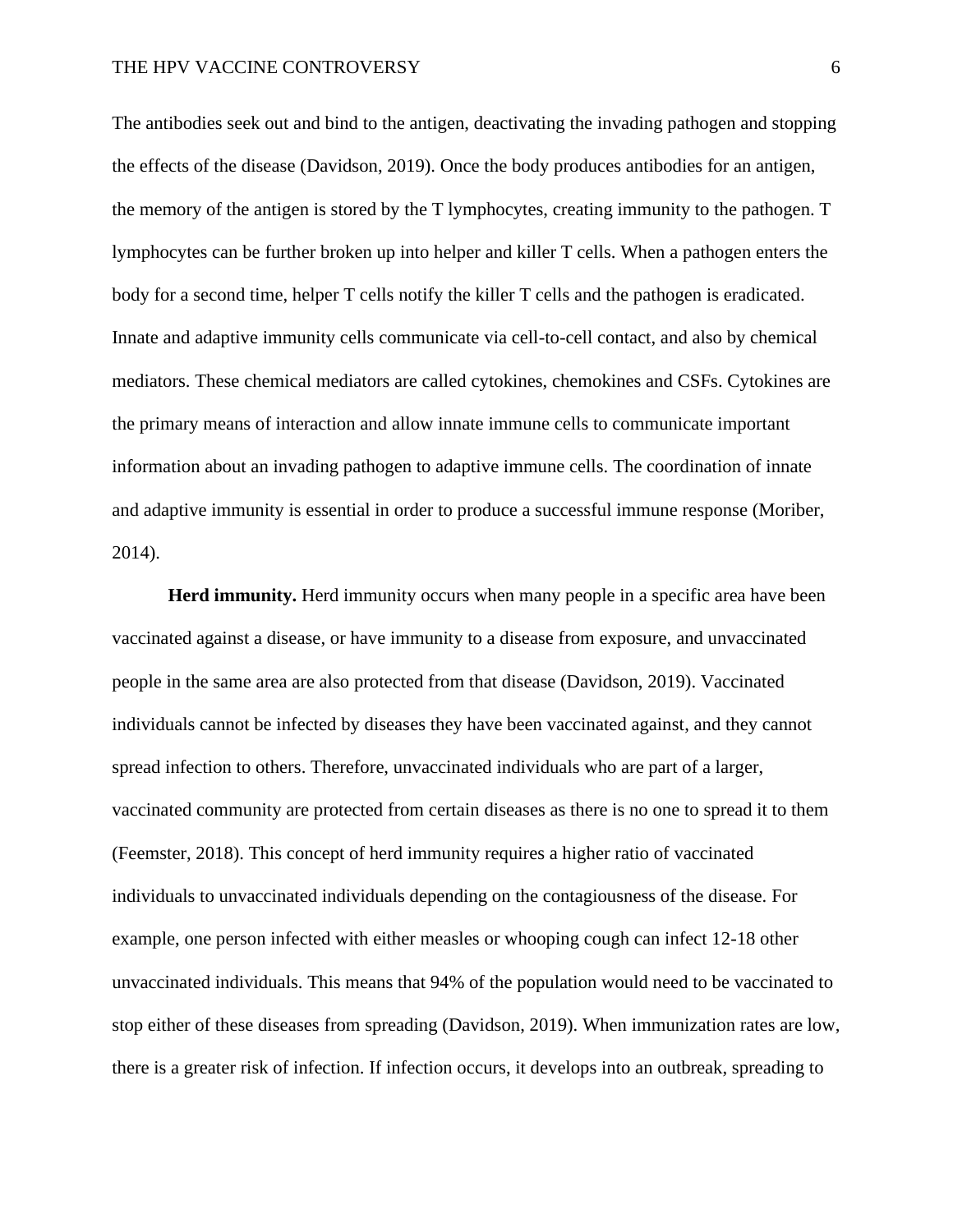The antibodies seek out and bind to the antigen, deactivating the invading pathogen and stopping the effects of the disease (Davidson, 2019). Once the body produces antibodies for an antigen, the memory of the antigen is stored by the T lymphocytes, creating immunity to the pathogen. T lymphocytes can be further broken up into helper and killer T cells. When a pathogen enters the body for a second time, helper T cells notify the killer T cells and the pathogen is eradicated. Innate and adaptive immunity cells communicate via cell-to-cell contact, and also by chemical mediators. These chemical mediators are called cytokines, chemokines and CSFs. Cytokines are the primary means of interaction and allow innate immune cells to communicate important information about an invading pathogen to adaptive immune cells. The coordination of innate and adaptive immunity is essential in order to produce a successful immune response (Moriber, 2014).

**Herd immunity.** Herd immunity occurs when many people in a specific area have been vaccinated against a disease, or have immunity to a disease from exposure, and unvaccinated people in the same area are also protected from that disease (Davidson, 2019). Vaccinated individuals cannot be infected by diseases they have been vaccinated against, and they cannot spread infection to others. Therefore, unvaccinated individuals who are part of a larger, vaccinated community are protected from certain diseases as there is no one to spread it to them (Feemster, 2018). This concept of herd immunity requires a higher ratio of vaccinated individuals to unvaccinated individuals depending on the contagiousness of the disease. For example, one person infected with either measles or whooping cough can infect 12-18 other unvaccinated individuals. This means that 94% of the population would need to be vaccinated to stop either of these diseases from spreading (Davidson, 2019). When immunization rates are low, there is a greater risk of infection. If infection occurs, it develops into an outbreak, spreading to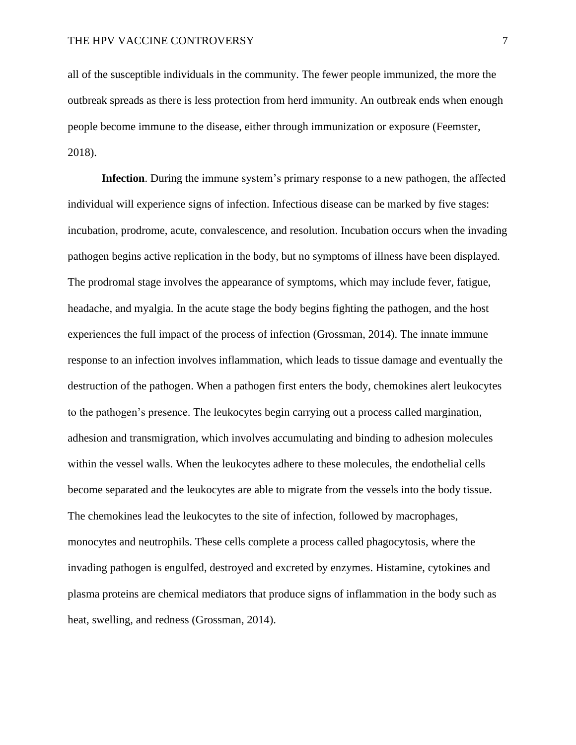all of the susceptible individuals in the community. The fewer people immunized, the more the outbreak spreads as there is less protection from herd immunity. An outbreak ends when enough people become immune to the disease, either through immunization or exposure (Feemster, 2018).

**Infection**. During the immune system's primary response to a new pathogen, the affected individual will experience signs of infection. Infectious disease can be marked by five stages: incubation, prodrome, acute, convalescence, and resolution. Incubation occurs when the invading pathogen begins active replication in the body, but no symptoms of illness have been displayed. The prodromal stage involves the appearance of symptoms, which may include fever, fatigue, headache, and myalgia. In the acute stage the body begins fighting the pathogen, and the host experiences the full impact of the process of infection (Grossman, 2014). The innate immune response to an infection involves inflammation, which leads to tissue damage and eventually the destruction of the pathogen. When a pathogen first enters the body, chemokines alert leukocytes to the pathogen's presence. The leukocytes begin carrying out a process called margination, adhesion and transmigration, which involves accumulating and binding to adhesion molecules within the vessel walls. When the leukocytes adhere to these molecules, the endothelial cells become separated and the leukocytes are able to migrate from the vessels into the body tissue. The chemokines lead the leukocytes to the site of infection, followed by macrophages, monocytes and neutrophils. These cells complete a process called phagocytosis, where the invading pathogen is engulfed, destroyed and excreted by enzymes. Histamine, cytokines and plasma proteins are chemical mediators that produce signs of inflammation in the body such as heat, swelling, and redness (Grossman, 2014).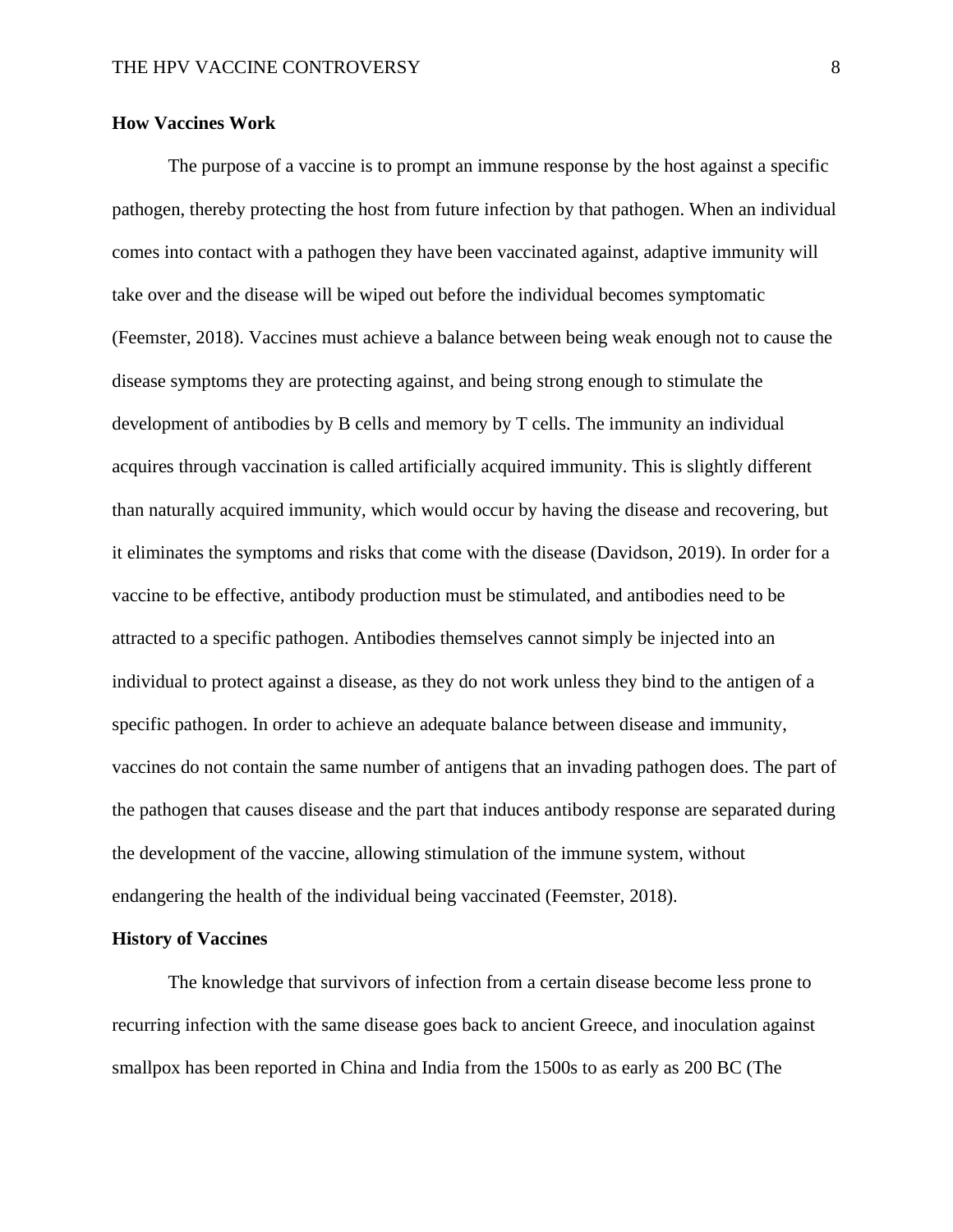**How Vaccines Work**

The purpose of a vaccine is to prompt an immune response by the host against a specific pathogen, thereby protecting the host from future infection by that pathogen. When an individual comes into contact with a pathogen they have been vaccinated against, adaptive immunity will take over and the disease will be wiped out before the individual becomes symptomatic (Feemster, 2018). Vaccines must achieve a balance between being weak enough not to cause the disease symptoms they are protecting against, and being strong enough to stimulate the development of antibodies by B cells and memory by T cells. The immunity an individual acquires through vaccination is called artificially acquired immunity. This is slightly different than naturally acquired immunity, which would occur by having the disease and recovering, but it eliminates the symptoms and risks that come with the disease (Davidson, 2019). In order for a vaccine to be effective, antibody production must be stimulated, and antibodies need to be attracted to a specific pathogen. Antibodies themselves cannot simply be injected into an individual to protect against a disease, as they do not work unless they bind to the antigen of a specific pathogen. In order to achieve an adequate balance between disease and immunity, vaccines do not contain the same number of antigens that an invading pathogen does. The part of the pathogen that causes disease and the part that induces antibody response are separated during the development of the vaccine, allowing stimulation of the immune system, without endangering the health of the individual being vaccinated (Feemster, 2018).

**History of Vaccines**

The knowledge that survivors of infection from a certain disease become less prone to recurring infection with the same disease goes back to ancient Greece, and inoculation against smallpox has been reported in China and India from the 1500s to as early as 200 BC (The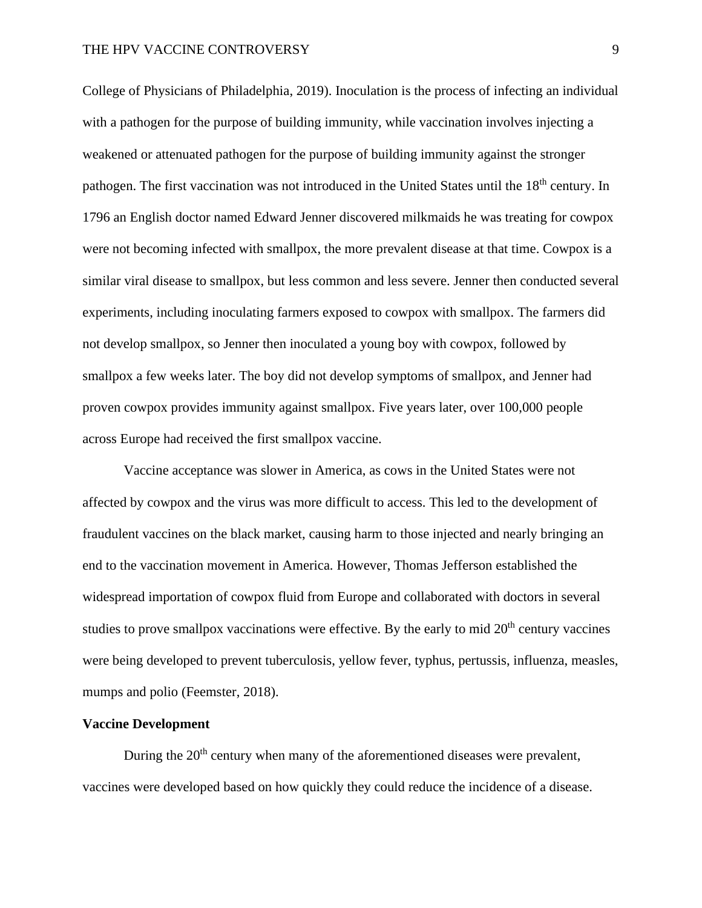College of Physicians of Philadelphia, 2019). Inoculation is the process of infecting an individual with a pathogen for the purpose of building immunity, while vaccination involves injecting a weakened or attenuated pathogen for the purpose of building immunity against the stronger pathogen. The first vaccination was not introduced in the United States until the 18th century. In 1796 an English doctor named Edward Jenner discovered milkmaids he was treating for cowpox were not becoming infected with smallpox, the more prevalent disease at that time. Cowpox is a similar viral disease to smallpox, but less common and less severe. Jenner then conducted several experiments, including inoculating farmers exposed to cowpox with smallpox. The farmers did not develop smallpox, so Jenner then inoculated a young boy with cowpox, followed by smallpox a few weeks later. The boy did not develop symptoms of smallpox, and Jenner had proven cowpox provides immunity against smallpox. Five years later, over 100,000 people across Europe had received the first smallpox vaccine.

Vaccine acceptance was slower in America, as cows in the United States were not affected by cowpox and the virus was more difficult to access. This led to the development of fraudulent vaccines on the black market, causing harm to those injected and nearly bringing an end to the vaccination movement in America. However, Thomas Jefferson established the widespread importation of cowpox fluid from Europe and collaborated with doctors in several studies to prove smallpox vaccinations were effective. By the early to mid 20th century vaccines were being developed to prevent tuberculosis, yellow fever, typhus, pertussis, influenza, measles, mumps and polio (Feemster, 2018).

**Vaccine Development**

During the 20th century when many of the aforementioned diseases were prevalent, vaccines were developed based on how quickly they could reduce the incidence of a disease.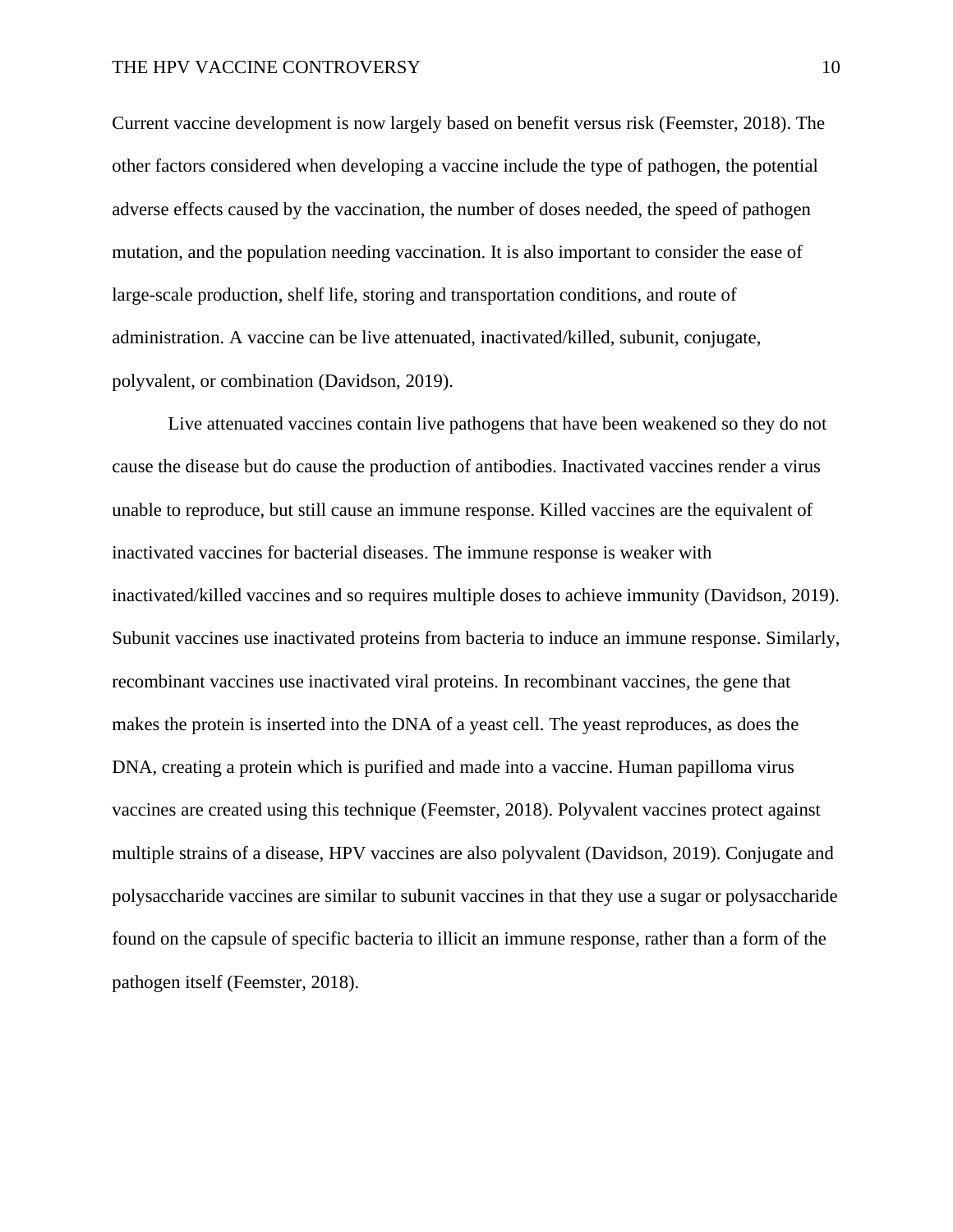Current vaccine development is now largely based on benefit versus risk (Feemster, 2018). The other factors considered when developing a vaccine include the type of pathogen, the potential adverse effects caused by the vaccination, the number of doses needed, the speed of pathogen mutation, and the population needing vaccination. It is also important to consider the ease of large-scale production, shelf life, storing and transportation conditions, and route of administration. A vaccine can be live attenuated, inactivated/killed, subunit, conjugate, polyvalent, or combination (Davidson, 2019).

Live attenuated vaccines contain live pathogens that have been weakened so they do not cause the disease but do cause the production of antibodies. Inactivated vaccines render a virus unable to reproduce, but still cause an immune response. Killed vaccines are the equivalent of inactivated vaccines for bacterial diseases. The immune response is weaker with inactivated/killed vaccines and so requires multiple doses to achieve immunity (Davidson, 2019). Subunit vaccines use inactivated proteins from bacteria to induce an immune response. Similarly, recombinant vaccines use inactivated viral proteins. In recombinant vaccines, the gene that makes the protein is inserted into the DNA of a yeast cell. The yeast reproduces, as does the DNA, creating a protein which is purified and made into a vaccine. Human papilloma virus vaccines are created using this technique (Feemster, 2018). Polyvalent vaccines protect against multiple strains of a disease, HPV vaccines are also polyvalent (Davidson, 2019). Conjugate and polysaccharide vaccines are similar to subunit vaccines in that they use a sugar or polysaccharide found on the capsule of specific bacteria to illicit an immune response, rather than a form of the pathogen itself (Feemster, 2018).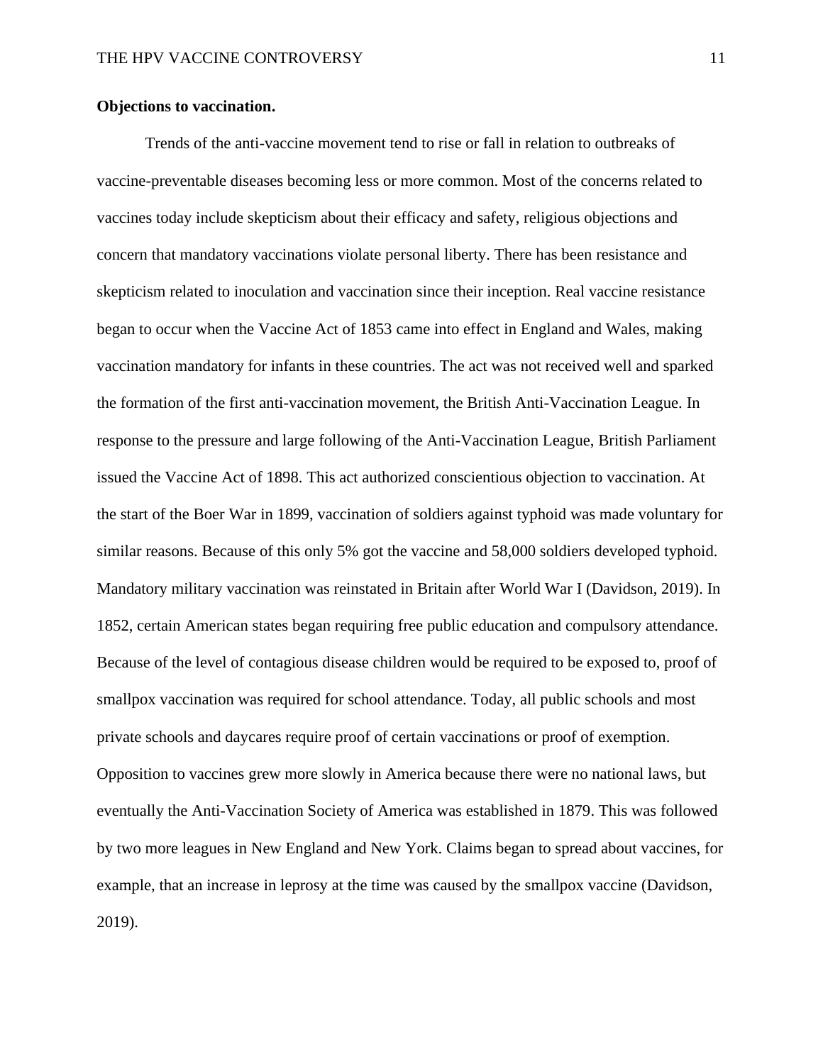**Objections to vaccination.**

Trends of the anti-vaccine movement tend to rise or fall in relation to outbreaks of vaccine-preventable diseases becoming less or more common. Most of the concerns related to vaccines today include skepticism about their efficacy and safety, religious objections and concern that mandatory vaccinations violate personal liberty. There has been resistance and skepticism related to inoculation and vaccination since their inception. Real vaccine resistance began to occur when the Vaccine Act of 1853 came into effect in England and Wales, making vaccination mandatory for infants in these countries. The act was not received well and sparked the formation of the first anti-vaccination movement, the British Anti-Vaccination League. In response to the pressure and large following of the Anti-Vaccination League, British Parliament issued the Vaccine Act of 1898. This act authorized conscientious objection to vaccination. At the start of the Boer War in 1899, vaccination of soldiers against typhoid was made voluntary for similar reasons. Because of this only 5% got the vaccine and 58,000 soldiers developed typhoid. Mandatory military vaccination was reinstated in Britain after World War I (Davidson, 2019). In 1852, certain American states began requiring free public education and compulsory attendance. Because of the level of contagious disease children would be required to be exposed to, proof of smallpox vaccination was required for school attendance. Today, all public schools and most private schools and daycares require proof of certain vaccinations or proof of exemption. Opposition to vaccines grew more slowly in America because there were no national laws, but eventually the Anti-Vaccination Society of America was established in 1879. This was followed by two more leagues in New England and New York. Claims began to spread about vaccines, for example, that an increase in leprosy at the time was caused by the smallpox vaccine (Davidson, 2019).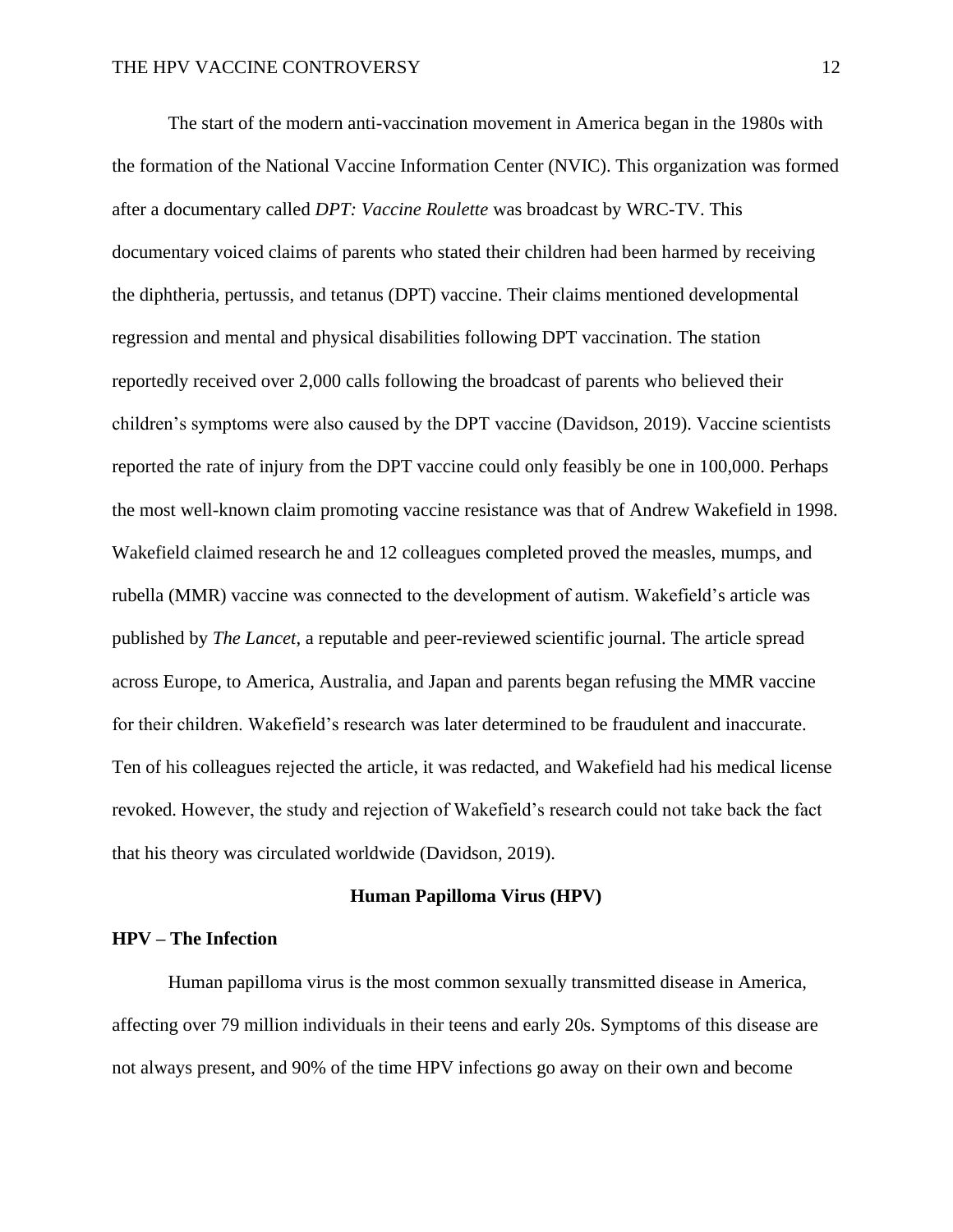The start of the modern anti-vaccination movement in America began in the 1980s with the formation of the National Vaccine Information Center (NVIC). This organization was formed after a documentary called *DPT: Vaccine Roulette* was broadcast by WRC-TV. This documentary voiced claims of parents who stated their children had been harmed by receiving the diphtheria, pertussis, and tetanus (DPT) vaccine. Their claims mentioned developmental regression and mental and physical disabilities following DPT vaccination. The station reportedly received over 2,000 calls following the broadcast of parents who believed their children's symptoms were also caused by the DPT vaccine (Davidson, 2019). Vaccine scientists reported the rate of injury from the DPT vaccine could only feasibly be one in 100,000. Perhaps the most well-known claim promoting vaccine resistance was that of Andrew Wakefield in 1998. Wakefield claimed research he and 12 colleagues completed proved the measles, mumps, and rubella (MMR) vaccine was connected to the development of autism. Wakefield's article was published by *The Lancet*, a reputable and peer-reviewed scientific journal. The article spread across Europe, to America, Australia, and Japan and parents began refusing the MMR vaccine for their children. Wakefield's research was later determined to be fraudulent and inaccurate. Ten of his colleagues rejected the article, it was redacted, and Wakefield had his medical license revoked. However, the study and rejection of Wakefield's research could not take back the fact that his theory was circulated worldwide (Davidson, 2019).

## Human Papilloma Virus (HPV)

### HPV – The Infection

Human papilloma virus is the most common sexually transmitted disease in America, affecting over 79 million individuals in their teens and early 20s. Symptoms of this disease are not always present, and 90% of the time HPV infections go away on their own and become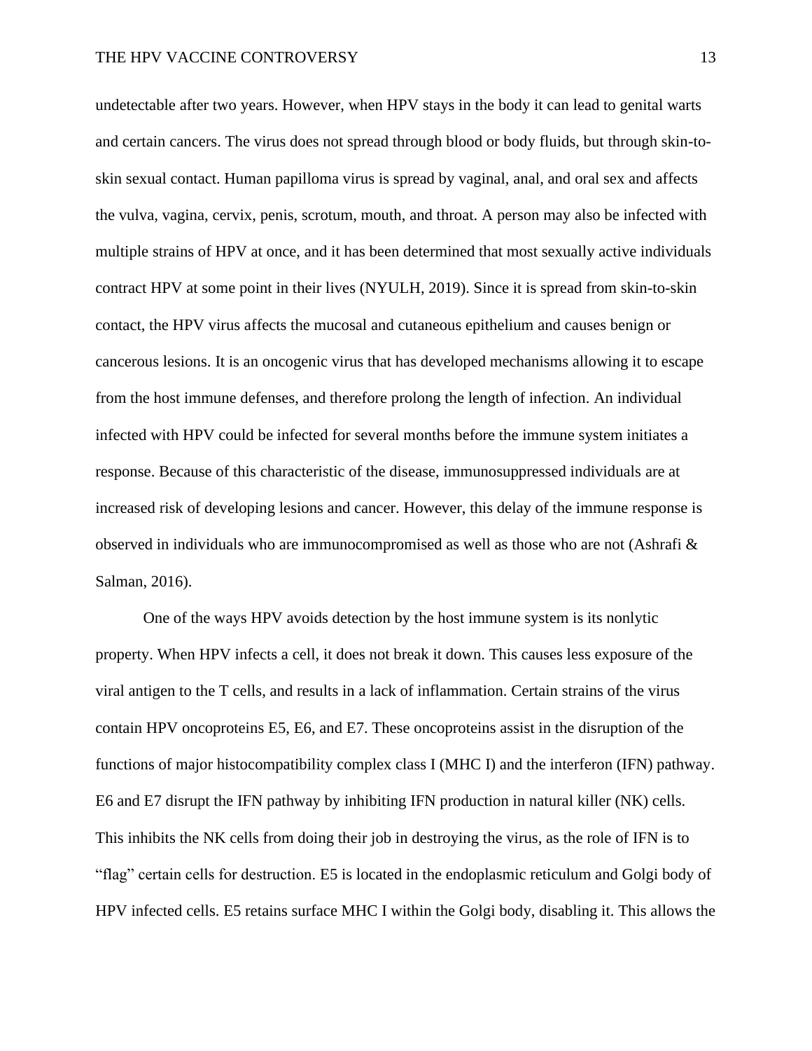undetectable after two years. However, when HPV stays in the body it can lead to genital warts and certain cancers. The virus does not spread through blood or body fluids, but through skin-to-skin sexual contact. Human papilloma virus is spread by vaginal, anal, and oral sex and affects the vulva, vagina, cervix, penis, scrotum, mouth, and throat. A person may also be infected with multiple strains of HPV at once, and it has been determined that most sexually active individuals contract HPV at some point in their lives (NYULH, 2019). Since it is spread from skin-to-skin contact, the HPV virus affects the mucosal and cutaneous epithelium and causes benign or cancerous lesions. It is an oncogenic virus that has developed mechanisms allowing it to escape from the host immune defenses, and therefore prolong the length of infection. An individual infected with HPV could be infected for several months before the immune system initiates a response. Because of this characteristic of the disease, immunosuppressed individuals are at increased risk of developing lesions and cancer. However, this delay of the immune response is observed in individuals who are immunocompromised as well as those who are not (Ashrafi & Salman, 2016).

One of the ways HPV avoids detection by the host immune system is its nonlytic property. When HPV infects a cell, it does not break it down. This causes less exposure of the viral antigen to the T cells, and results in a lack of inflammation. Certain strains of the virus contain HPV oncoproteins E5, E6, and E7. These oncoproteins assist in the disruption of the functions of major histocompatibility complex class I (MHC I) and the interferon (IFN) pathway. E6 and E7 disrupt the IFN pathway by inhibiting IFN production in natural killer (NK) cells. This inhibits the NK cells from doing their job in destroying the virus, as the role of IFN is to "flag" certain cells for destruction. E5 is located in the endoplasmic reticulum and Golgi body of HPV infected cells. E5 retains surface MHC I within the Golgi body, disabling it. This allows the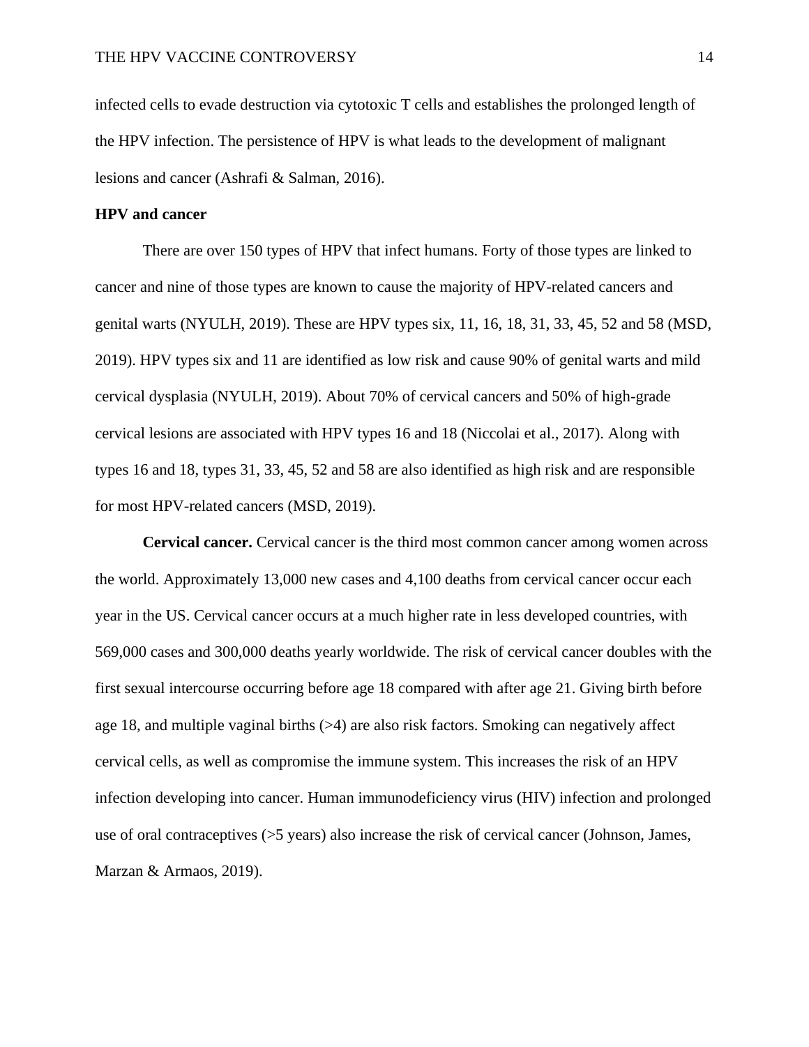infected cells to evade destruction via cytotoxic T cells and establishes the prolonged length of the HPV infection. The persistence of HPV is what leads to the development of malignant lesions and cancer (Ashrafi & Salman, 2016).

**HPV and cancer**

There are over 150 types of HPV that infect humans. Forty of those types are linked to cancer and nine of those types are known to cause the majority of HPV-related cancers and genital warts (NYULH, 2019). These are HPV types six, 11, 16, 18, 31, 33, 45, 52 and 58 (MSD, 2019). HPV types six and 11 are identified as low risk and cause 90% of genital warts and mild cervical dysplasia (NYULH, 2019). About 70% of cervical cancers and 50% of high-grade cervical lesions are associated with HPV types 16 and 18 (Niccolai et al., 2017). Along with types 16 and 18, types 31, 33, 45, 52 and 58 are also identified as high risk and are responsible for most HPV-related cancers (MSD, 2019).

**Cervical cancer.** Cervical cancer is the third most common cancer among women across the world. Approximately 13,000 new cases and 4,100 deaths from cervical cancer occur each year in the US. Cervical cancer occurs at a much higher rate in less developed countries, with 569,000 cases and 300,000 deaths yearly worldwide. The risk of cervical cancer doubles with the first sexual intercourse occurring before age 18 compared with after age 21. Giving birth before age 18, and multiple vaginal births (>4) are also risk factors. Smoking can negatively affect cervical cells, as well as compromise the immune system. This increases the risk of an HPV infection developing into cancer. Human immunodeficiency virus (HIV) infection and prolonged use of oral contraceptives (>5 years) also increase the risk of cervical cancer (Johnson, James, Marzan & Armaos, 2019).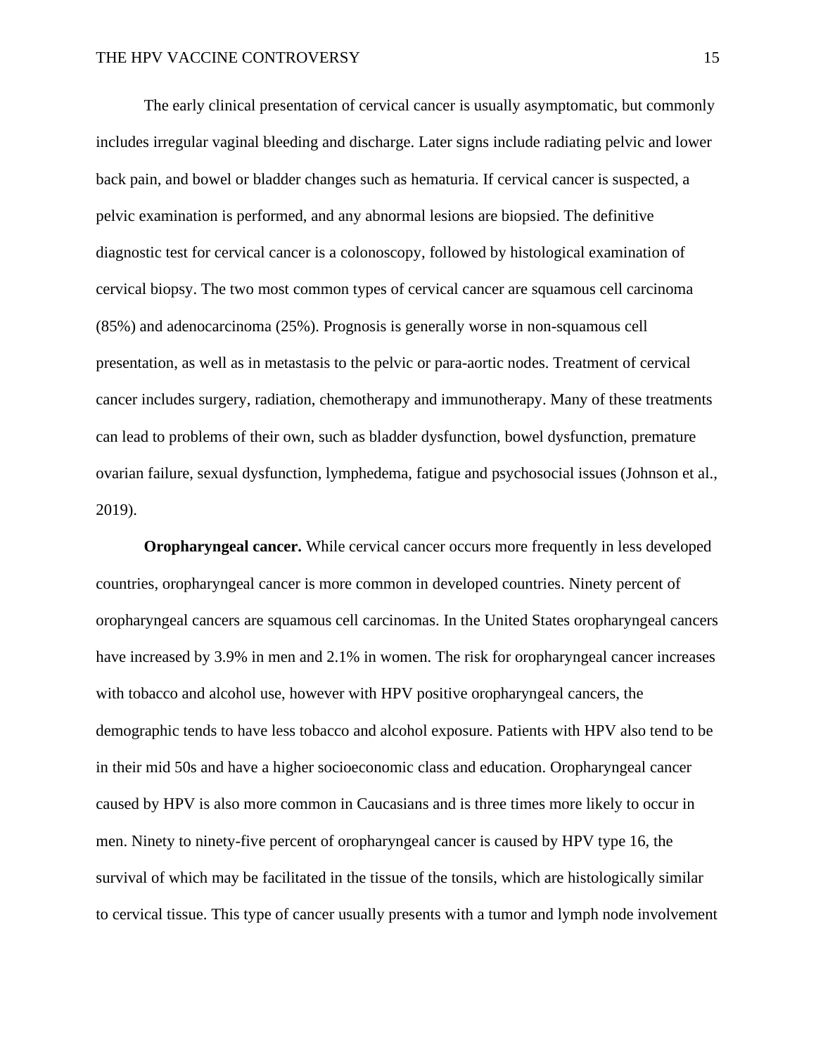The early clinical presentation of cervical cancer is usually asymptomatic, but commonly includes irregular vaginal bleeding and discharge. Later signs include radiating pelvic and lower back pain, and bowel or bladder changes such as hematuria. If cervical cancer is suspected, a pelvic examination is performed, and any abnormal lesions are biopsied. The definitive diagnostic test for cervical cancer is a colonoscopy, followed by histological examination of cervical biopsy. The two most common types of cervical cancer are squamous cell carcinoma (85%) and adenocarcinoma (25%). Prognosis is generally worse in non-squamous cell presentation, as well as in metastasis to the pelvic or para-aortic nodes. Treatment of cervical cancer includes surgery, radiation, chemotherapy and immunotherapy. Many of these treatments can lead to problems of their own, such as bladder dysfunction, bowel dysfunction, premature ovarian failure, sexual dysfunction, lymphedema, fatigue and psychosocial issues (Johnson et al., 2019).

**Oropharyngeal cancer.** While cervical cancer occurs more frequently in less developed countries, oropharyngeal cancer is more common in developed countries. Ninety percent of oropharyngeal cancers are squamous cell carcinomas. In the United States oropharyngeal cancers have increased by 3.9% in men and 2.1% in women. The risk for oropharyngeal cancer increases with tobacco and alcohol use, however with HPV positive oropharyngeal cancers, the demographic tends to have less tobacco and alcohol exposure. Patients with HPV also tend to be in their mid 50s and have a higher socioeconomic class and education. Oropharyngeal cancer caused by HPV is also more common in Caucasians and is three times more likely to occur in men. Ninety to ninety-five percent of oropharyngeal cancer is caused by HPV type 16, the survival of which may be facilitated in the tissue of the tonsils, which are histologically similar to cervical tissue. This type of cancer usually presents with a tumor and lymph node involvement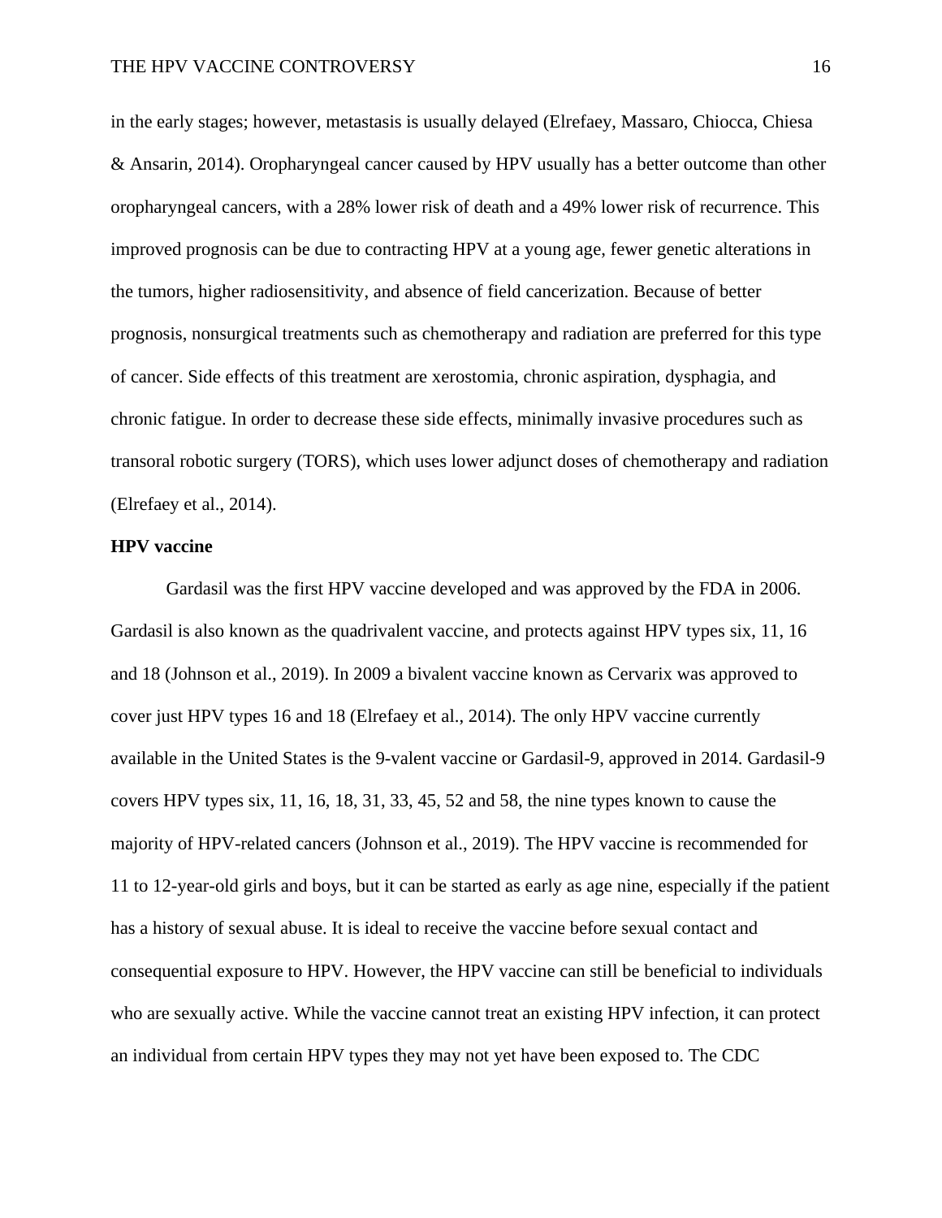in the early stages; however, metastasis is usually delayed (Elrefaey, Massaro, Chiocca, Chiesa & Ansarin, 2014). Oropharyngeal cancer caused by HPV usually has a better outcome than other oropharyngeal cancers, with a 28% lower risk of death and a 49% lower risk of recurrence. This improved prognosis can be due to contracting HPV at a young age, fewer genetic alterations in the tumors, higher radiosensitivity, and absence of field cancerization. Because of better prognosis, nonsurgical treatments such as chemotherapy and radiation are preferred for this type of cancer. Side effects of this treatment are xerostomia, chronic aspiration, dysphagia, and chronic fatigue. In order to decrease these side effects, minimally invasive procedures such as transoral robotic surgery (TORS), which uses lower adjunct doses of chemotherapy and radiation (Elrefaey et al., 2014).

**HPV vaccine**

Gardasil was the first HPV vaccine developed and was approved by the FDA in 2006. Gardasil is also known as the quadrivalent vaccine, and protects against HPV types six, 11, 16 and 18 (Johnson et al., 2019). In 2009 a bivalent vaccine known as Cervarix was approved to cover just HPV types 16 and 18 (Elrefaey et al., 2014). The only HPV vaccine currently available in the United States is the 9-valent vaccine or Gardasil-9, approved in 2014. Gardasil-9 covers HPV types six, 11, 16, 18, 31, 33, 45, 52 and 58, the nine types known to cause the majority of HPV-related cancers (Johnson et al., 2019). The HPV vaccine is recommended for 11 to 12-year-old girls and boys, but it can be started as early as age nine, especially if the patient has a history of sexual abuse. It is ideal to receive the vaccine before sexual contact and consequential exposure to HPV. However, the HPV vaccine can still be beneficial to individuals who are sexually active. While the vaccine cannot treat an existing HPV infection, it can protect an individual from certain HPV types they may not yet have been exposed to. The CDC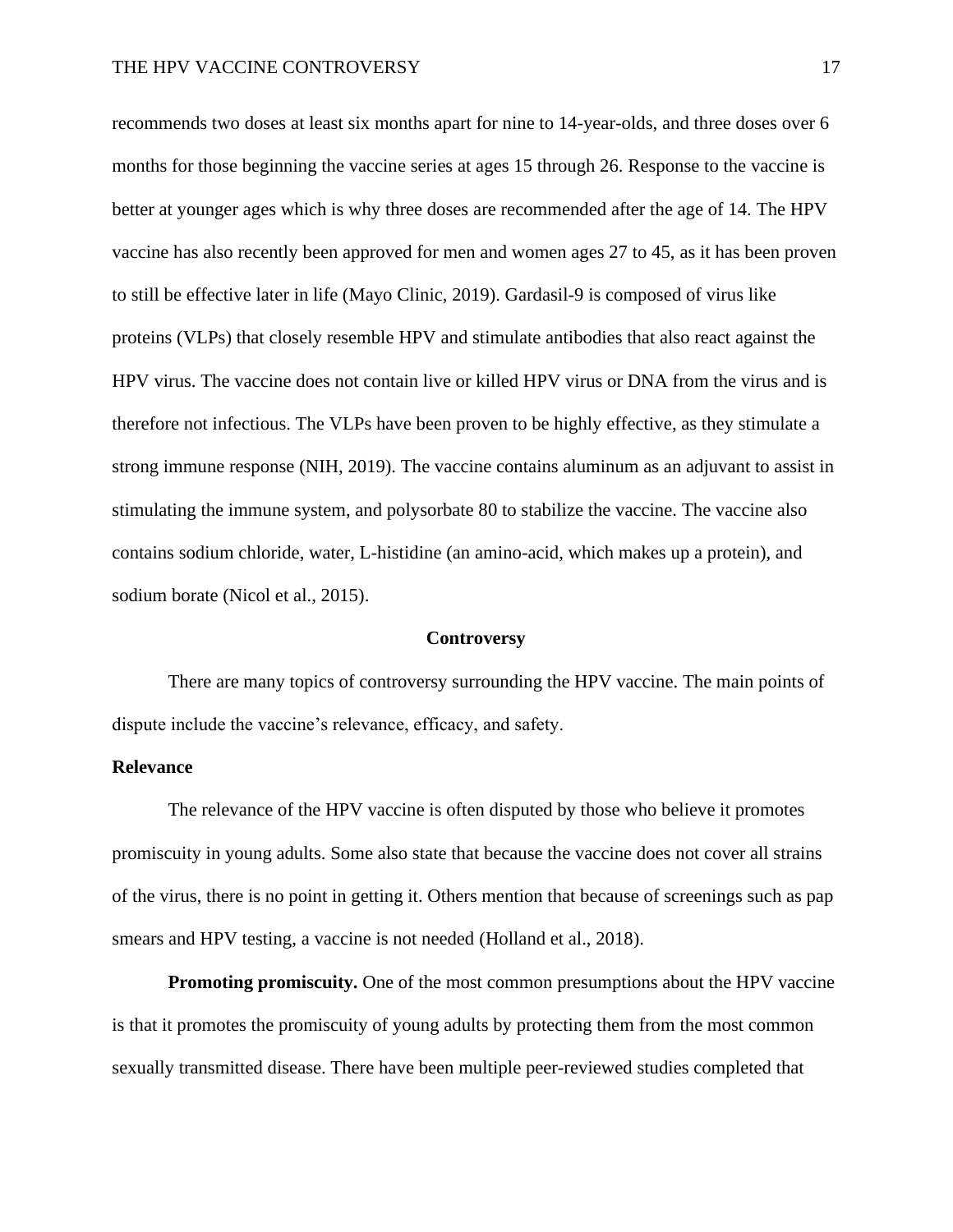recommends two doses at least six months apart for nine to 14-year-olds, and three doses over 6 months for those beginning the vaccine series at ages 15 through 26. Response to the vaccine is better at younger ages which is why three doses are recommended after the age of 14. The HPV vaccine has also recently been approved for men and women ages 27 to 45, as it has been proven to still be effective later in life (Mayo Clinic, 2019). Gardasil-9 is composed of virus like proteins (VLPs) that closely resemble HPV and stimulate antibodies that also react against the HPV virus. The vaccine does not contain live or killed HPV virus or DNA from the virus and is therefore not infectious. The VLPs have been proven to be highly effective, as they stimulate a strong immune response (NIH, 2019). The vaccine contains aluminum as an adjuvant to assist in stimulating the immune system, and polysorbate 80 to stabilize the vaccine. The vaccine also contains sodium chloride, water, L-histidine (an amino-acid, which makes up a protein), and sodium borate (Nicol et al., 2015).

## Controversy

There are many topics of controversy surrounding the HPV vaccine. The main points of dispute include the vaccine's relevance, efficacy, and safety.

### Relevance

The relevance of the HPV vaccine is often disputed by those who believe it promotes promiscuity in young adults. Some also state that because the vaccine does not cover all strains of the virus, there is no point in getting it. Others mention that because of screenings such as pap smears and HPV testing, a vaccine is not needed (Holland et al., 2018).

**Promoting promiscuity.** One of the most common presumptions about the HPV vaccine is that it promotes the promiscuity of young adults by protecting them from the most common sexually transmitted disease. There have been multiple peer-reviewed studies completed that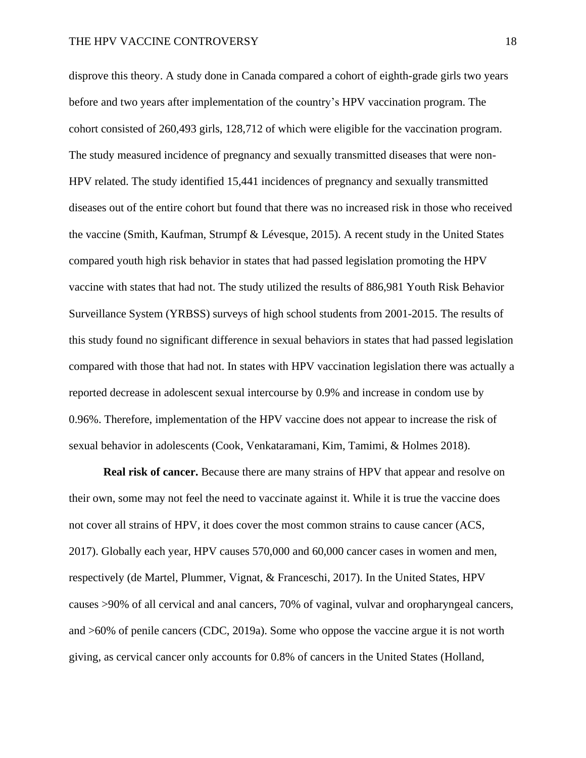disprove this theory. A study done in Canada compared a cohort of eighth-grade girls two years before and two years after implementation of the country's HPV vaccination program. The cohort consisted of 260,493 girls, 128,712 of which were eligible for the vaccination program. The study measured incidence of pregnancy and sexually transmitted diseases that were non-HPV related. The study identified 15,441 incidences of pregnancy and sexually transmitted diseases out of the entire cohort but found that there was no increased risk in those who received the vaccine (Smith, Kaufman, Strumpf & Lévesque, 2015). A recent study in the United States compared youth high risk behavior in states that had passed legislation promoting the HPV vaccine with states that had not. The study utilized the results of 886,981 Youth Risk Behavior Surveillance System (YRBSS) surveys of high school students from 2001-2015. The results of this study found no significant difference in sexual behaviors in states that had passed legislation compared with those that had not. In states with HPV vaccination legislation there was actually a reported decrease in adolescent sexual intercourse by 0.9% and increase in condom use by 0.96%. Therefore, implementation of the HPV vaccine does not appear to increase the risk of sexual behavior in adolescents (Cook, Venkataramani, Kim, Tamimi, & Holmes 2018).

**Real risk of cancer.** Because there are many strains of HPV that appear and resolve on their own, some may not feel the need to vaccinate against it. While it is true the vaccine does not cover all strains of HPV, it does cover the most common strains to cause cancer (ACS, 2017). Globally each year, HPV causes 570,000 and 60,000 cancer cases in women and men, respectively (de Martel, Plummer, Vignat, & Franceschi, 2017). In the United States, HPV causes >90% of all cervical and anal cancers, 70% of vaginal, vulvar and oropharyngeal cancers, and >60% of penile cancers (CDC, 2019a). Some who oppose the vaccine argue it is not worth giving, as cervical cancer only accounts for 0.8% of cancers in the United States (Holland,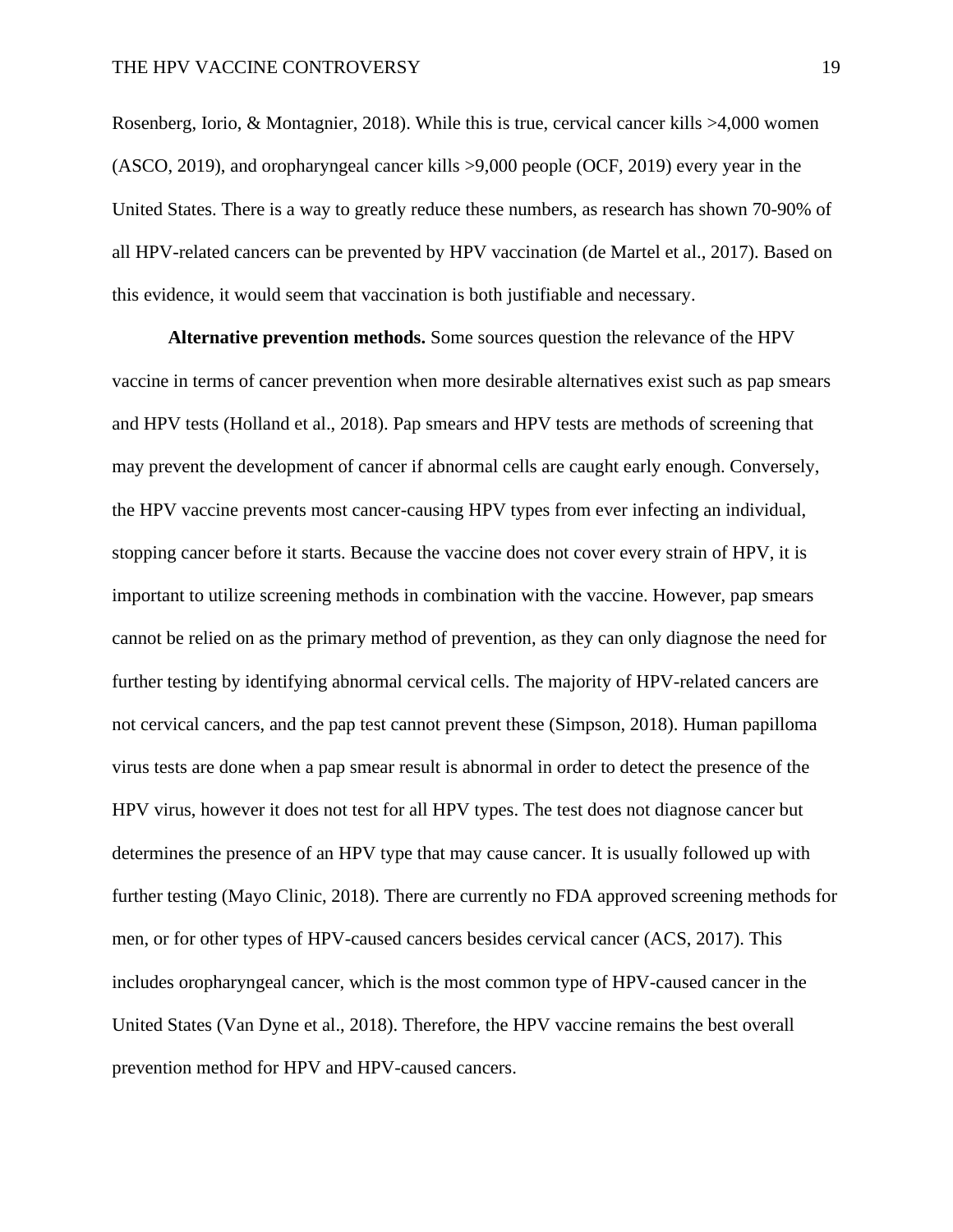Rosenberg, Iorio, & Montagnier, 2018). While this is true, cervical cancer kills >4,000 women (ASCO, 2019), and oropharyngeal cancer kills >9,000 people (OCF, 2019) every year in the United States. There is a way to greatly reduce these numbers, as research has shown 70-90% of all HPV-related cancers can be prevented by HPV vaccination (de Martel et al., 2017). Based on this evidence, it would seem that vaccination is both justifiable and necessary.

**Alternative prevention methods.** Some sources question the relevance of the HPV vaccine in terms of cancer prevention when more desirable alternatives exist such as pap smears and HPV tests (Holland et al., 2018). Pap smears and HPV tests are methods of screening that may prevent the development of cancer if abnormal cells are caught early enough. Conversely, the HPV vaccine prevents most cancer-causing HPV types from ever infecting an individual, stopping cancer before it starts. Because the vaccine does not cover every strain of HPV, it is important to utilize screening methods in combination with the vaccine. However, pap smears cannot be relied on as the primary method of prevention, as they can only diagnose the need for further testing by identifying abnormal cervical cells. The majority of HPV-related cancers are not cervical cancers, and the pap test cannot prevent these (Simpson, 2018). Human papilloma virus tests are done when a pap smear result is abnormal in order to detect the presence of the HPV virus, however it does not test for all HPV types. The test does not diagnose cancer but determines the presence of an HPV type that may cause cancer. It is usually followed up with further testing (Mayo Clinic, 2018). There are currently no FDA approved screening methods for men, or for other types of HPV-caused cancers besides cervical cancer (ACS, 2017). This includes oropharyngeal cancer, which is the most common type of HPV-caused cancer in the United States (Van Dyne et al., 2018). Therefore, the HPV vaccine remains the best overall prevention method for HPV and HPV-caused cancers.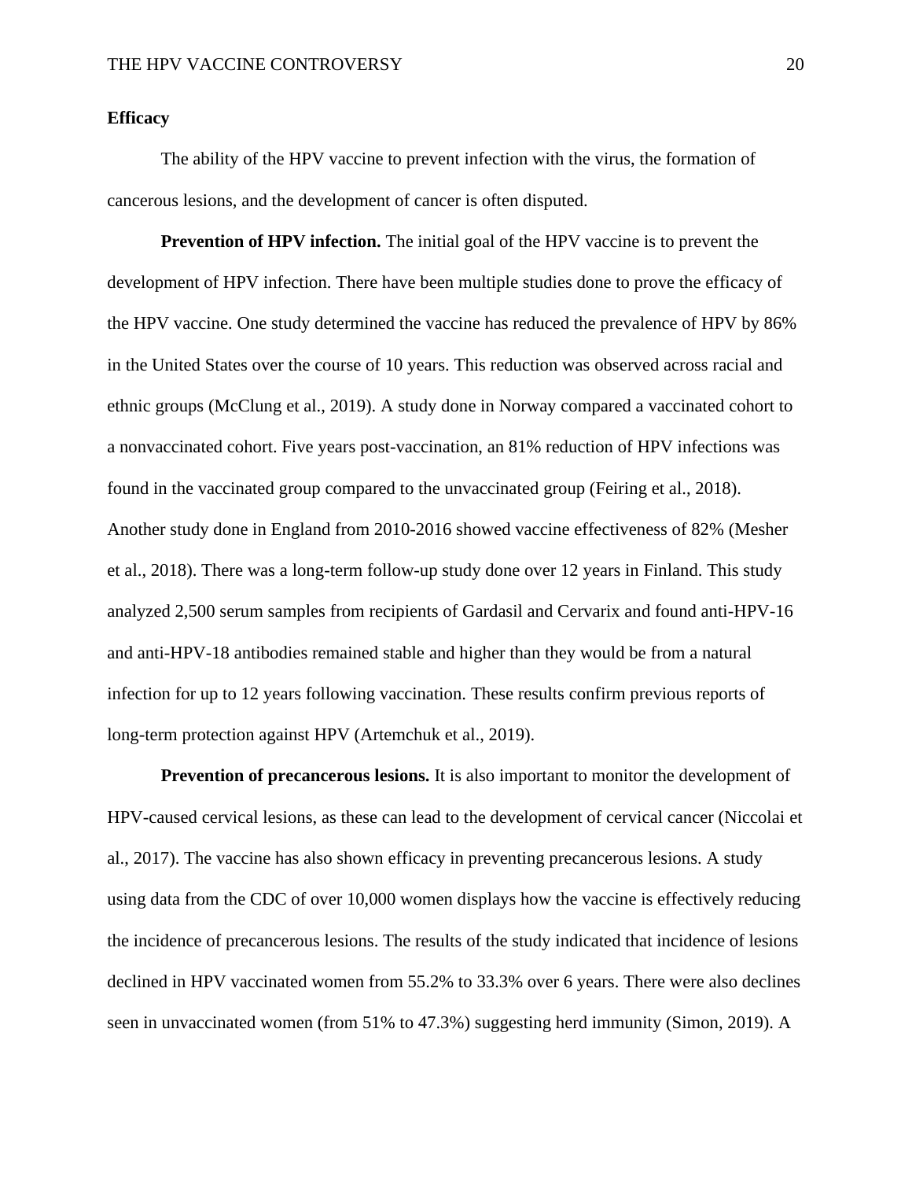## Efficacy

The ability of the HPV vaccine to prevent infection with the virus, the formation of cancerous lesions, and the development of cancer is often disputed.

**Prevention of HPV infection.** The initial goal of the HPV vaccine is to prevent the development of HPV infection. There have been multiple studies done to prove the efficacy of the HPV vaccine. One study determined the vaccine has reduced the prevalence of HPV by 86% in the United States over the course of 10 years. This reduction was observed across racial and ethnic groups (McClung et al., 2019). A study done in Norway compared a vaccinated cohort to a nonvaccinated cohort. Five years post-vaccination, an 81% reduction of HPV infections was found in the vaccinated group compared to the unvaccinated group (Feiring et al., 2018). Another study done in England from 2010-2016 showed vaccine effectiveness of 82% (Mesher et al., 2018). There was a long-term follow-up study done over 12 years in Finland. This study analyzed 2,500 serum samples from recipients of Gardasil and Cervarix and found anti-HPV-16 and anti-HPV-18 antibodies remained stable and higher than they would be from a natural infection for up to 12 years following vaccination. These results confirm previous reports of long-term protection against HPV (Artemchuk et al., 2019).

**Prevention of precancerous lesions.** It is also important to monitor the development of HPV-caused cervical lesions, as these can lead to the development of cervical cancer (Niccolai et al., 2017). The vaccine has also shown efficacy in preventing precancerous lesions. A study using data from the CDC of over 10,000 women displays how the vaccine is effectively reducing the incidence of precancerous lesions. The results of the study indicated that incidence of lesions declined in HPV vaccinated women from 55.2% to 33.3% over 6 years. There were also declines seen in unvaccinated women (from 51% to 47.3%) suggesting herd immunity (Simon, 2019). A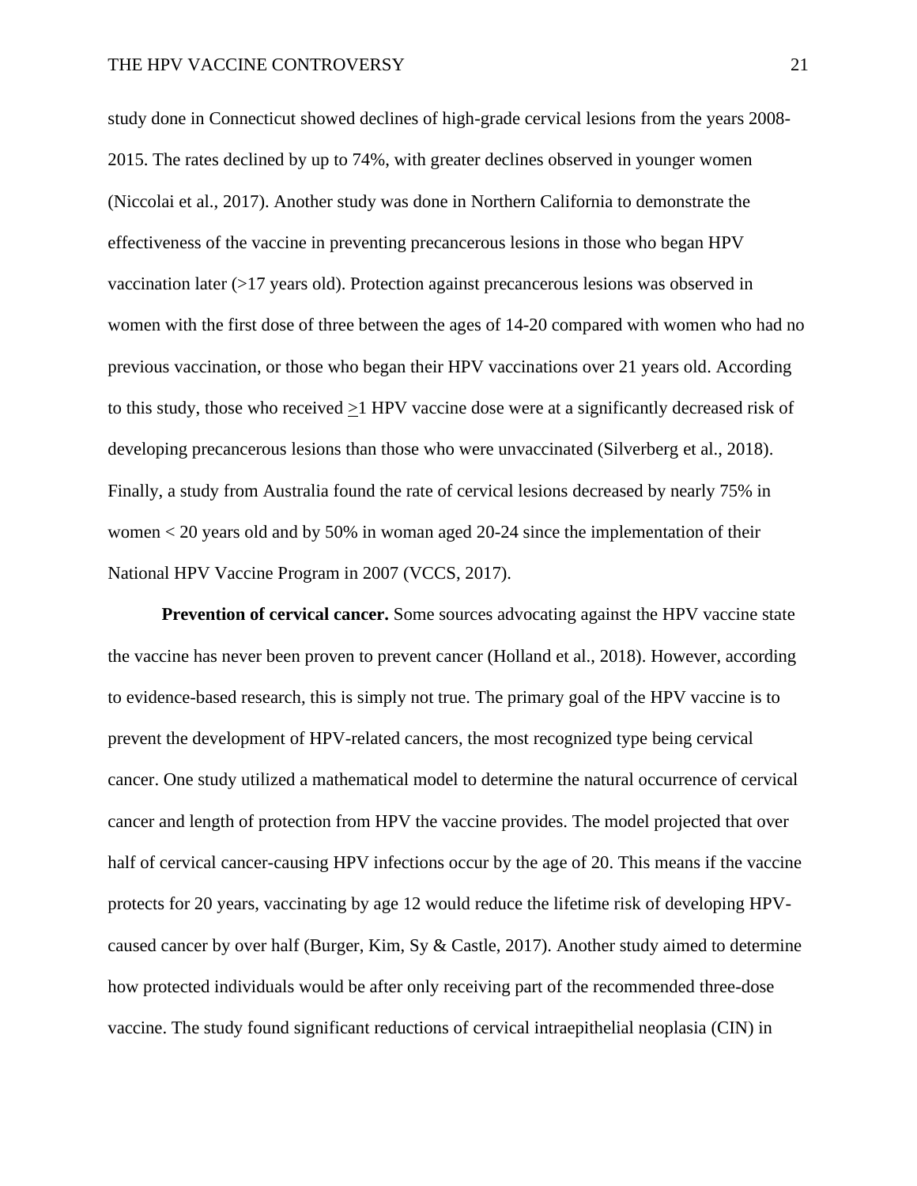study done in Connecticut showed declines of high-grade cervical lesions from the years 2008-2015. The rates declined by up to 74%, with greater declines observed in younger women (Niccolai et al., 2017). Another study was done in Northern California to demonstrate the effectiveness of the vaccine in preventing precancerous lesions in those who began HPV vaccination later (>17 years old). Protection against precancerous lesions was observed in women with the first dose of three between the ages of 14-20 compared with women who had no previous vaccination, or those who began their HPV vaccinations over 21 years old. According to this study, those who received ≥1 HPV vaccine dose were at a significantly decreased risk of developing precancerous lesions than those who were unvaccinated (Silverberg et al., 2018). Finally, a study from Australia found the rate of cervical lesions decreased by nearly 75% in women < 20 years old and by 50% in woman aged 20-24 since the implementation of their National HPV Vaccine Program in 2007 (VCCS, 2017).

**Prevention of cervical cancer.** Some sources advocating against the HPV vaccine state the vaccine has never been proven to prevent cancer (Holland et al., 2018). However, according to evidence-based research, this is simply not true. The primary goal of the HPV vaccine is to prevent the development of HPV-related cancers, the most recognized type being cervical cancer. One study utilized a mathematical model to determine the natural occurrence of cervical cancer and length of protection from HPV the vaccine provides. The model projected that over half of cervical cancer-causing HPV infections occur by the age of 20. This means if the vaccine protects for 20 years, vaccinating by age 12 would reduce the lifetime risk of developing HPV-caused cancer by over half (Burger, Kim, Sy & Castle, 2017). Another study aimed to determine how protected individuals would be after only receiving part of the recommended three-dose vaccine. The study found significant reductions of cervical intraepithelial neoplasia (CIN) in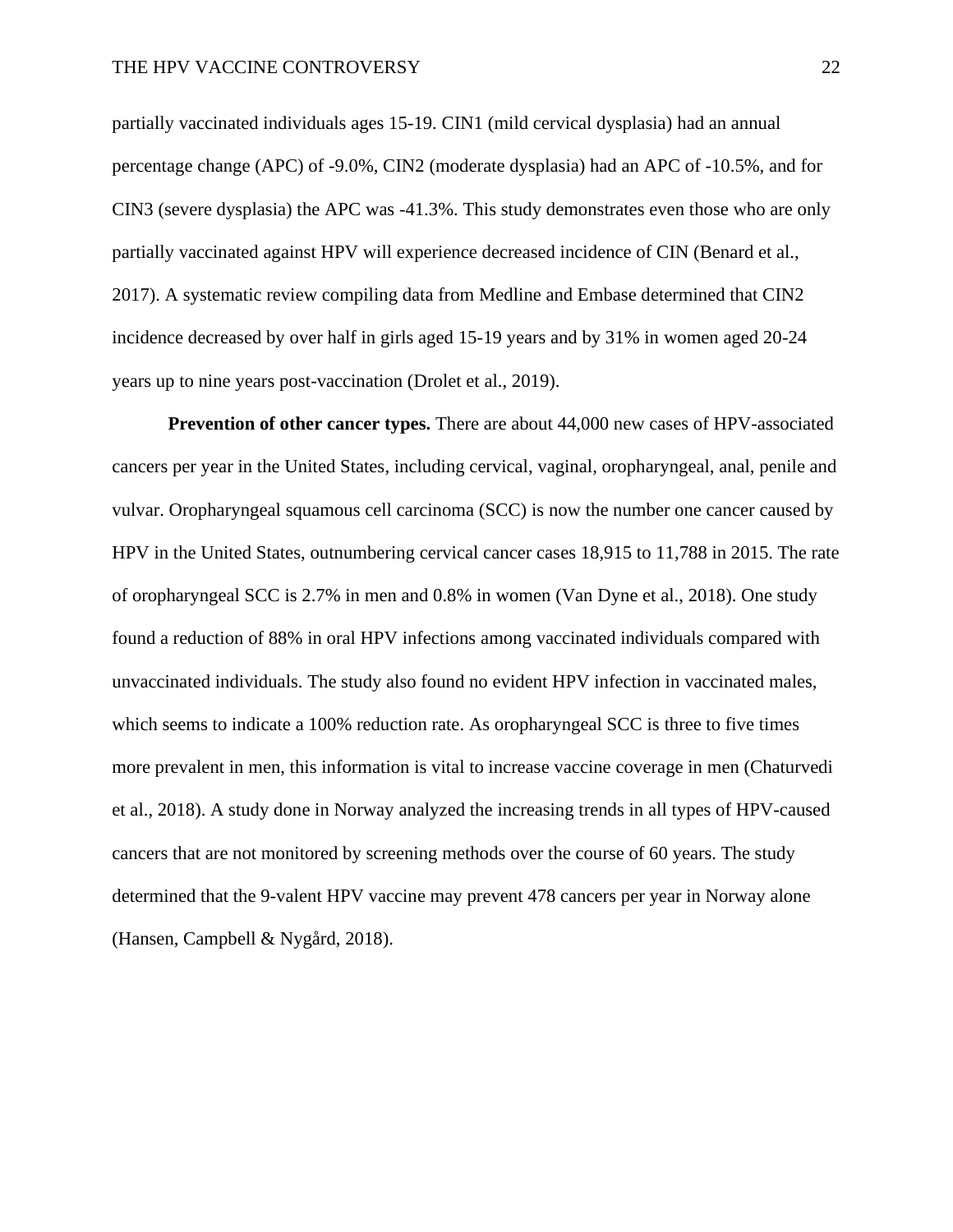partially vaccinated individuals ages 15-19. CIN1 (mild cervical dysplasia) had an annual percentage change (APC) of -9.0%, CIN2 (moderate dysplasia) had an APC of -10.5%, and for CIN3 (severe dysplasia) the APC was -41.3%. This study demonstrates even those who are only partially vaccinated against HPV will experience decreased incidence of CIN (Benard et al., 2017). A systematic review compiling data from Medline and Embase determined that CIN2 incidence decreased by over half in girls aged 15-19 years and by 31% in women aged 20-24 years up to nine years post-vaccination (Drolet et al., 2019).

**Prevention of other cancer types.** There are about 44,000 new cases of HPV-associated cancers per year in the United States, including cervical, vaginal, oropharyngeal, anal, penile and vulvar. Oropharyngeal squamous cell carcinoma (SCC) is now the number one cancer caused by HPV in the United States, outnumbering cervical cancer cases 18,915 to 11,788 in 2015. The rate of oropharyngeal SCC is 2.7% in men and 0.8% in women (Van Dyne et al., 2018). One study found a reduction of 88% in oral HPV infections among vaccinated individuals compared with unvaccinated individuals. The study also found no evident HPV infection in vaccinated males, which seems to indicate a 100% reduction rate. As oropharyngeal SCC is three to five times more prevalent in men, this information is vital to increase vaccine coverage in men (Chaturvedi et al., 2018). A study done in Norway analyzed the increasing trends in all types of HPV-caused cancers that are not monitored by screening methods over the course of 60 years. The study determined that the 9-valent HPV vaccine may prevent 478 cancers per year in Norway alone (Hansen, Campbell & Nygård, 2018).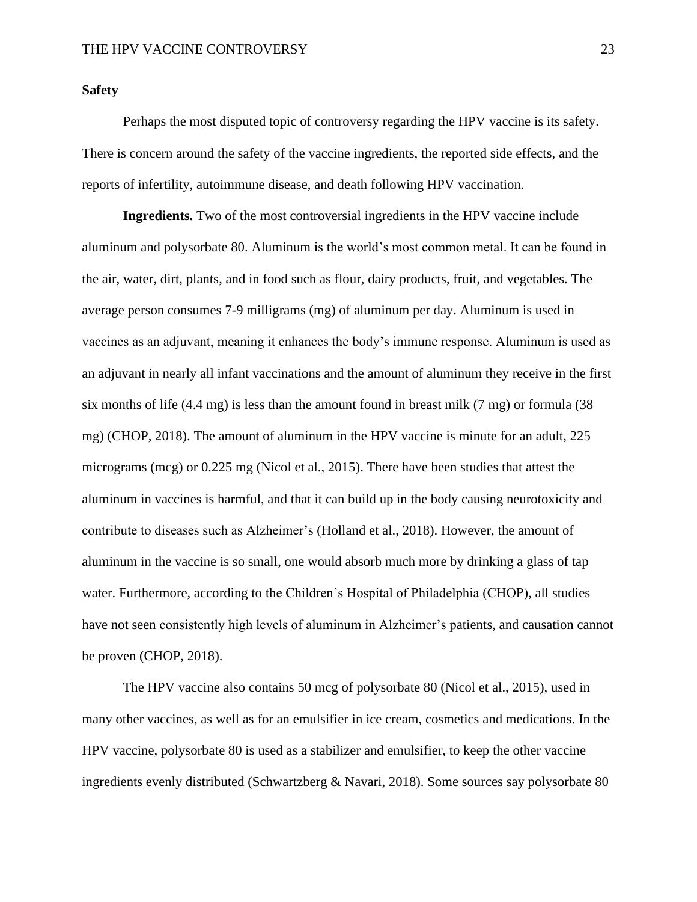**Safety**

Perhaps the most disputed topic of controversy regarding the HPV vaccine is its safety. There is concern around the safety of the vaccine ingredients, the reported side effects, and the reports of infertility, autoimmune disease, and death following HPV vaccination.

**Ingredients.** Two of the most controversial ingredients in the HPV vaccine include aluminum and polysorbate 80. Aluminum is the world's most common metal. It can be found in the air, water, dirt, plants, and in food such as flour, dairy products, fruit, and vegetables. The average person consumes 7-9 milligrams (mg) of aluminum per day. Aluminum is used in vaccines as an adjuvant, meaning it enhances the body's immune response. Aluminum is used as an adjuvant in nearly all infant vaccinations and the amount of aluminum they receive in the first six months of life (4.4 mg) is less than the amount found in breast milk (7 mg) or formula (38 mg) (CHOP, 2018). The amount of aluminum in the HPV vaccine is minute for an adult, 225 micrograms (mcg) or 0.225 mg (Nicol et al., 2015). There have been studies that attest the aluminum in vaccines is harmful, and that it can build up in the body causing neurotoxicity and contribute to diseases such as Alzheimer's (Holland et al., 2018). However, the amount of aluminum in the vaccine is so small, one would absorb much more by drinking a glass of tap water. Furthermore, according to the Children's Hospital of Philadelphia (CHOP), all studies have not seen consistently high levels of aluminum in Alzheimer's patients, and causation cannot be proven (CHOP, 2018).

The HPV vaccine also contains 50 mcg of polysorbate 80 (Nicol et al., 2015), used in many other vaccines, as well as for an emulsifier in ice cream, cosmetics and medications. In the HPV vaccine, polysorbate 80 is used as a stabilizer and emulsifier, to keep the other vaccine ingredients evenly distributed (Schwartzberg & Navari, 2018). Some sources say polysorbate 80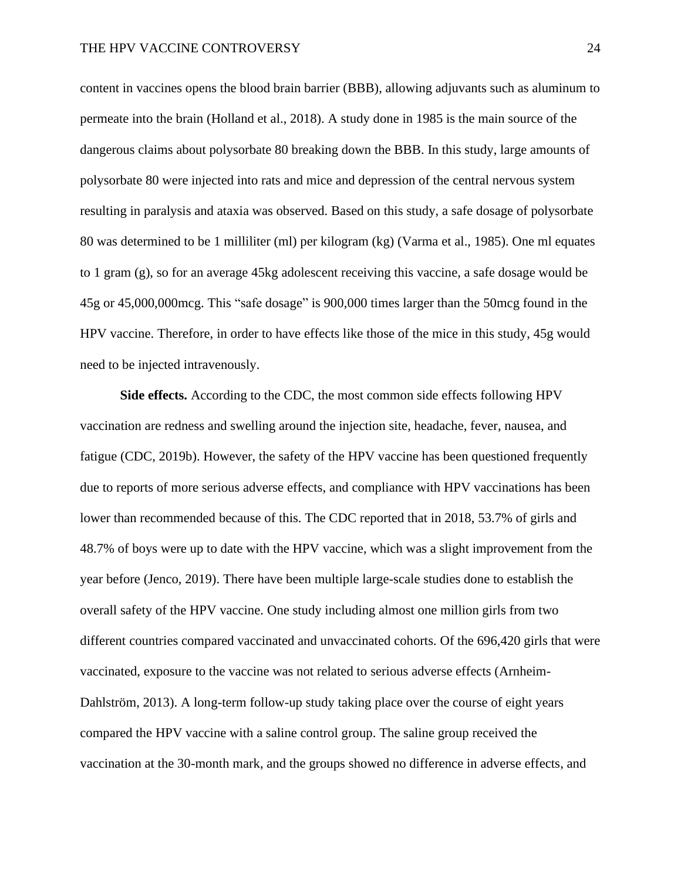content in vaccines opens the blood brain barrier (BBB), allowing adjuvants such as aluminum to permeate into the brain (Holland et al., 2018). A study done in 1985 is the main source of the dangerous claims about polysorbate 80 breaking down the BBB. In this study, large amounts of polysorbate 80 were injected into rats and mice and depression of the central nervous system resulting in paralysis and ataxia was observed. Based on this study, a safe dosage of polysorbate 80 was determined to be 1 milliliter (ml) per kilogram (kg) (Varma et al., 1985). One ml equates to 1 gram (g), so for an average 45kg adolescent receiving this vaccine, a safe dosage would be 45g or 45,000,000mcg. This "safe dosage" is 900,000 times larger than the 50mcg found in the HPV vaccine. Therefore, in order to have effects like those of the mice in this study, 45g would need to be injected intravenously.

**Side effects.** According to the CDC, the most common side effects following HPV vaccination are redness and swelling around the injection site, headache, fever, nausea, and fatigue (CDC, 2019b). However, the safety of the HPV vaccine has been questioned frequently due to reports of more serious adverse effects, and compliance with HPV vaccinations has been lower than recommended because of this. The CDC reported that in 2018, 53.7% of girls and 48.7% of boys were up to date with the HPV vaccine, which was a slight improvement from the year before (Jenco, 2019). There have been multiple large-scale studies done to establish the overall safety of the HPV vaccine. One study including almost one million girls from two different countries compared vaccinated and unvaccinated cohorts. Of the 696,420 girls that were vaccinated, exposure to the vaccine was not related to serious adverse effects (Arnheim-Dahlström, 2013). A long-term follow-up study taking place over the course of eight years compared the HPV vaccine with a saline control group. The saline group received the vaccination at the 30-month mark, and the groups showed no difference in adverse effects, and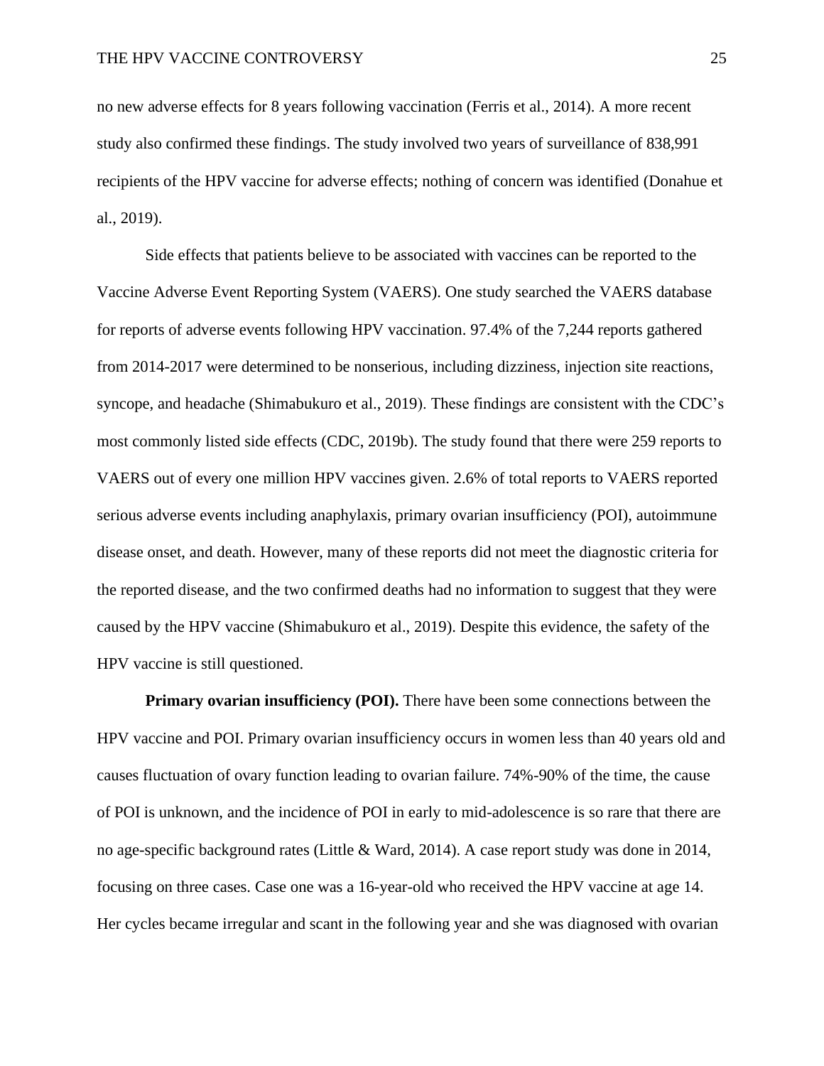no new adverse effects for 8 years following vaccination (Ferris et al., 2014). A more recent study also confirmed these findings. The study involved two years of surveillance of 838,991 recipients of the HPV vaccine for adverse effects; nothing of concern was identified (Donahue et al., 2019).

Side effects that patients believe to be associated with vaccines can be reported to the Vaccine Adverse Event Reporting System (VAERS). One study searched the VAERS database for reports of adverse events following HPV vaccination. 97.4% of the 7,244 reports gathered from 2014-2017 were determined to be nonserious, including dizziness, injection site reactions, syncope, and headache (Shimabukuro et al., 2019). These findings are consistent with the CDC's most commonly listed side effects (CDC, 2019b). The study found that there were 259 reports to VAERS out of every one million HPV vaccines given. 2.6% of total reports to VAERS reported serious adverse events including anaphylaxis, primary ovarian insufficiency (POI), autoimmune disease onset, and death. However, many of these reports did not meet the diagnostic criteria for the reported disease, and the two confirmed deaths had no information to suggest that they were caused by the HPV vaccine (Shimabukuro et al., 2019). Despite this evidence, the safety of the HPV vaccine is still questioned.

**Primary ovarian insufficiency (POI).** There have been some connections between the HPV vaccine and POI. Primary ovarian insufficiency occurs in women less than 40 years old and causes fluctuation of ovary function leading to ovarian failure. 74%-90% of the time, the cause of POI is unknown, and the incidence of POI in early to mid-adolescence is so rare that there are no age-specific background rates (Little & Ward, 2014). A case report study was done in 2014, focusing on three cases. Case one was a 16-year-old who received the HPV vaccine at age 14. Her cycles became irregular and scant in the following year and she was diagnosed with ovarian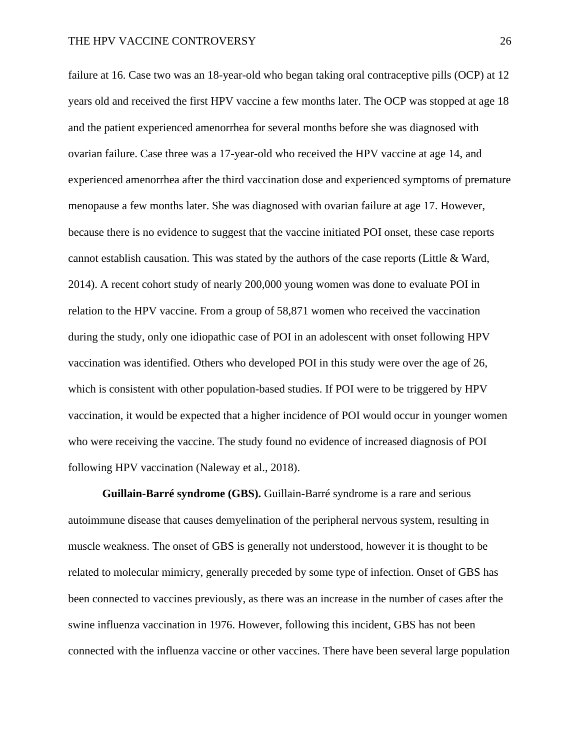failure at 16. Case two was an 18-year-old who began taking oral contraceptive pills (OCP) at 12 years old and received the first HPV vaccine a few months later. The OCP was stopped at age 18 and the patient experienced amenorrhea for several months before she was diagnosed with ovarian failure. Case three was a 17-year-old who received the HPV vaccine at age 14, and experienced amenorrhea after the third vaccination dose and experienced symptoms of premature menopause a few months later. She was diagnosed with ovarian failure at age 17. However, because there is no evidence to suggest that the vaccine initiated POI onset, these case reports cannot establish causation. This was stated by the authors of the case reports (Little & Ward, 2014). A recent cohort study of nearly 200,000 young women was done to evaluate POI in relation to the HPV vaccine. From a group of 58,871 women who received the vaccination during the study, only one idiopathic case of POI in an adolescent with onset following HPV vaccination was identified. Others who developed POI in this study were over the age of 26, which is consistent with other population-based studies. If POI were to be triggered by HPV vaccination, it would be expected that a higher incidence of POI would occur in younger women who were receiving the vaccine. The study found no evidence of increased diagnosis of POI following HPV vaccination (Naleway et al., 2018).

**Guillain-Barré syndrome (GBS).** Guillain-Barré syndrome is a rare and serious autoimmune disease that causes demyelination of the peripheral nervous system, resulting in muscle weakness. The onset of GBS is generally not understood, however it is thought to be related to molecular mimicry, generally preceded by some type of infection. Onset of GBS has been connected to vaccines previously, as there was an increase in the number of cases after the swine influenza vaccination in 1976. However, following this incident, GBS has not been connected with the influenza vaccine or other vaccines. There have been several large population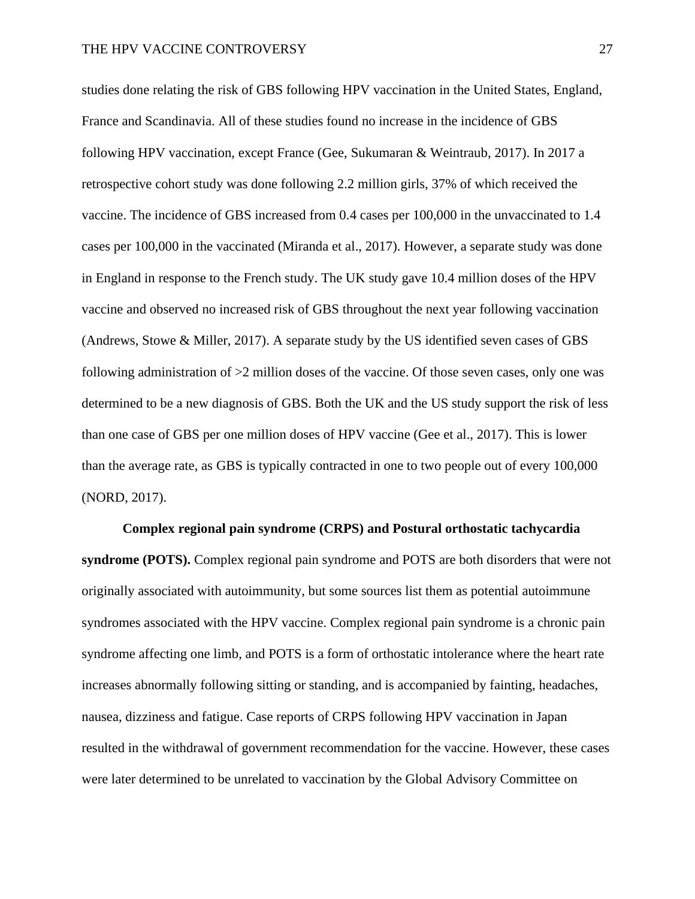studies done relating the risk of GBS following HPV vaccination in the United States, England, France and Scandinavia. All of these studies found no increase in the incidence of GBS following HPV vaccination, except France (Gee, Sukumaran & Weintraub, 2017). In 2017 a retrospective cohort study was done following 2.2 million girls, 37% of which received the vaccine. The incidence of GBS increased from 0.4 cases per 100,000 in the unvaccinated to 1.4 cases per 100,000 in the vaccinated (Miranda et al., 2017). However, a separate study was done in England in response to the French study. The UK study gave 10.4 million doses of the HPV vaccine and observed no increased risk of GBS throughout the next year following vaccination (Andrews, Stowe & Miller, 2017). A separate study by the US identified seven cases of GBS following administration of >2 million doses of the vaccine. Of those seven cases, only one was determined to be a new diagnosis of GBS. Both the UK and the US study support the risk of less than one case of GBS per one million doses of HPV vaccine (Gee et al., 2017). This is lower than the average rate, as GBS is typically contracted in one to two people out of every 100,000 (NORD, 2017).

**Complex regional pain syndrome (CRPS) and Postural orthostatic tachycardia syndrome (POTS).** Complex regional pain syndrome and POTS are both disorders that were not originally associated with autoimmunity, but some sources list them as potential autoimmune syndromes associated with the HPV vaccine. Complex regional pain syndrome is a chronic pain syndrome affecting one limb, and POTS is a form of orthostatic intolerance where the heart rate increases abnormally following sitting or standing, and is accompanied by fainting, headaches, nausea, dizziness and fatigue. Case reports of CRPS following HPV vaccination in Japan resulted in the withdrawal of government recommendation for the vaccine. However, these cases were later determined to be unrelated to vaccination by the Global Advisory Committee on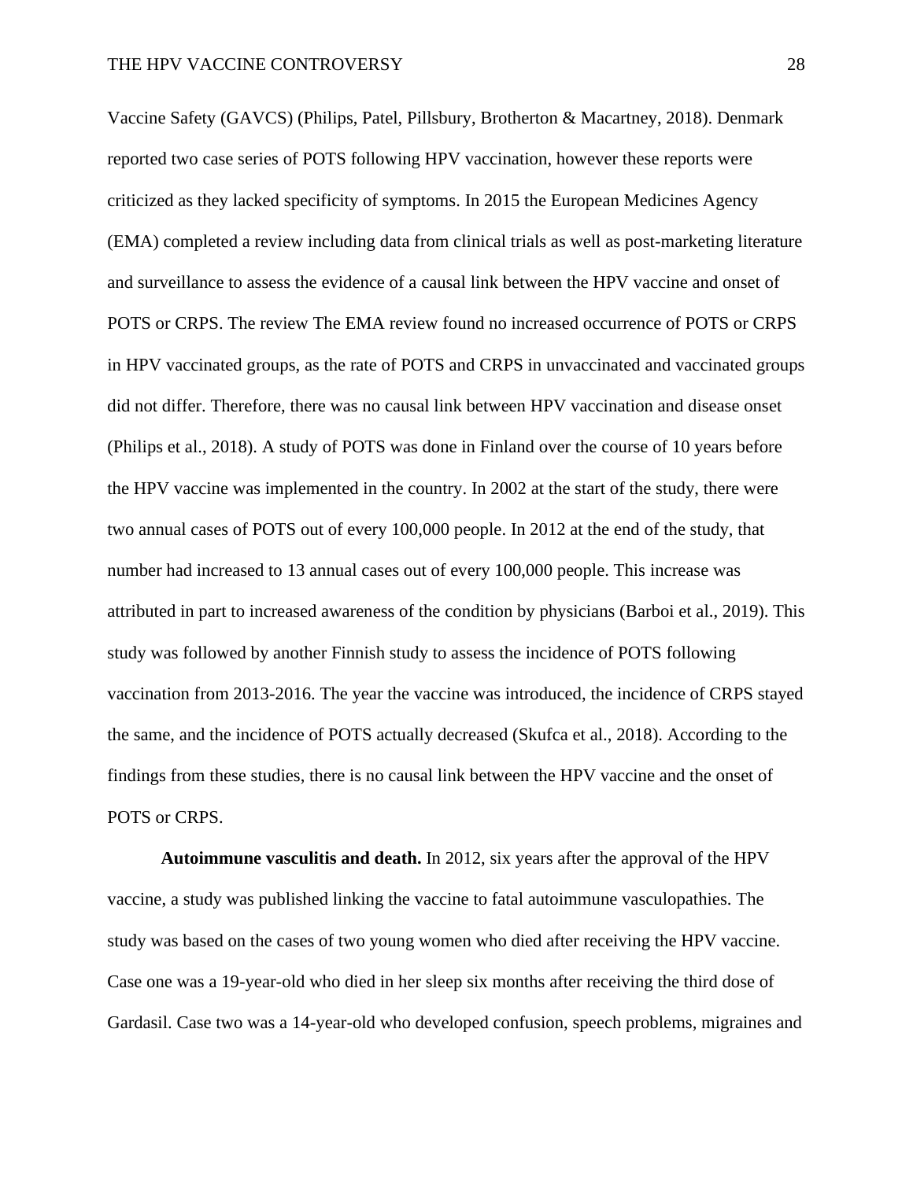Vaccine Safety (GAVCS) (Philips, Patel, Pillsbury, Brotherton & Macartney, 2018). Denmark reported two case series of POTS following HPV vaccination, however these reports were criticized as they lacked specificity of symptoms. In 2015 the European Medicines Agency (EMA) completed a review including data from clinical trials as well as post-marketing literature and surveillance to assess the evidence of a causal link between the HPV vaccine and onset of POTS or CRPS. The review The EMA review found no increased occurrence of POTS or CRPS in HPV vaccinated groups, as the rate of POTS and CRPS in unvaccinated and vaccinated groups did not differ. Therefore, there was no causal link between HPV vaccination and disease onset (Philips et al., 2018). A study of POTS was done in Finland over the course of 10 years before the HPV vaccine was implemented in the country. In 2002 at the start of the study, there were two annual cases of POTS out of every 100,000 people. In 2012 at the end of the study, that number had increased to 13 annual cases out of every 100,000 people. This increase was attributed in part to increased awareness of the condition by physicians (Barboi et al., 2019). This study was followed by another Finnish study to assess the incidence of POTS following vaccination from 2013-2016. The year the vaccine was introduced, the incidence of CRPS stayed the same, and the incidence of POTS actually decreased (Skufca et al., 2018). According to the findings from these studies, there is no causal link between the HPV vaccine and the onset of POTS or CRPS.

**Autoimmune vasculitis and death.** In 2012, six years after the approval of the HPV vaccine, a study was published linking the vaccine to fatal autoimmune vasculopathies. The study was based on the cases of two young women who died after receiving the HPV vaccine. Case one was a 19-year-old who died in her sleep six months after receiving the third dose of Gardasil. Case two was a 14-year-old who developed confusion, speech problems, migraines and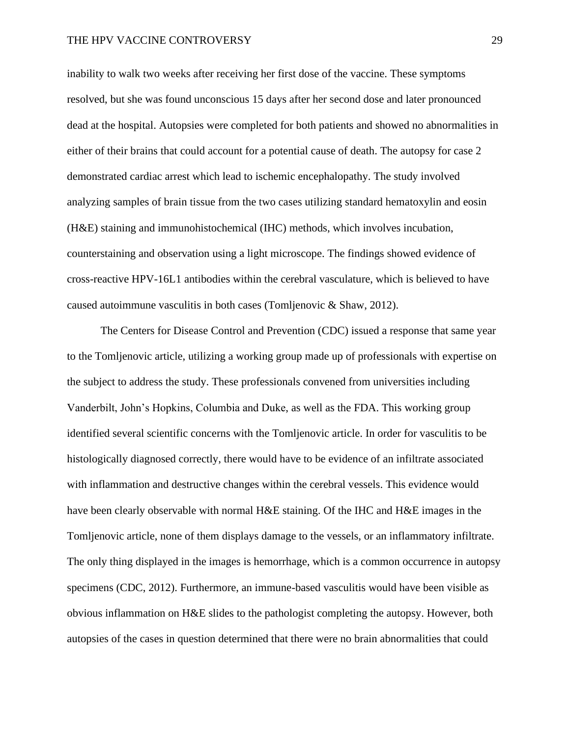inability to walk two weeks after receiving her first dose of the vaccine. These symptoms resolved, but she was found unconscious 15 days after her second dose and later pronounced dead at the hospital. Autopsies were completed for both patients and showed no abnormalities in either of their brains that could account for a potential cause of death. The autopsy for case 2 demonstrated cardiac arrest which lead to ischemic encephalopathy. The study involved analyzing samples of brain tissue from the two cases utilizing standard hematoxylin and eosin (H&E) staining and immunohistochemical (IHC) methods, which involves incubation, counterstaining and observation using a light microscope. The findings showed evidence of cross-reactive HPV-16L1 antibodies within the cerebral vasculature, which is believed to have caused autoimmune vasculitis in both cases (Tomljenovic & Shaw, 2012).

The Centers for Disease Control and Prevention (CDC) issued a response that same year to the Tomljenovic article, utilizing a working group made up of professionals with expertise on the subject to address the study. These professionals convened from universities including Vanderbilt, John's Hopkins, Columbia and Duke, as well as the FDA. This working group identified several scientific concerns with the Tomljenovic article. In order for vasculitis to be histologically diagnosed correctly, there would have to be evidence of an infiltrate associated with inflammation and destructive changes within the cerebral vessels. This evidence would have been clearly observable with normal H&E staining. Of the IHC and H&E images in the Tomljenovic article, none of them displays damage to the vessels, or an inflammatory infiltrate. The only thing displayed in the images is hemorrhage, which is a common occurrence in autopsy specimens (CDC, 2012). Furthermore, an immune-based vasculitis would have been visible as obvious inflammation on H&E slides to the pathologist completing the autopsy. However, both autopsies of the cases in question determined that there were no brain abnormalities that could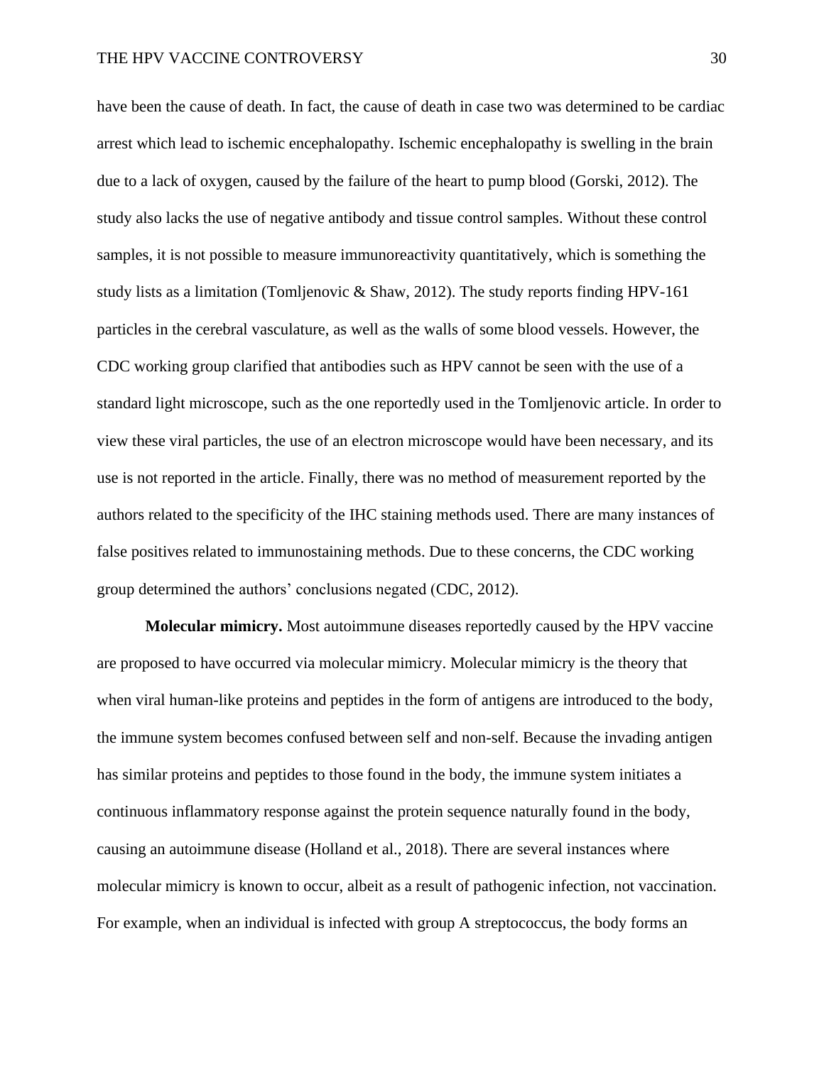have been the cause of death. In fact, the cause of death in case two was determined to be cardiac arrest which lead to ischemic encephalopathy. Ischemic encephalopathy is swelling in the brain due to a lack of oxygen, caused by the failure of the heart to pump blood (Gorski, 2012). The study also lacks the use of negative antibody and tissue control samples. Without these control samples, it is not possible to measure immunoreactivity quantitatively, which is something the study lists as a limitation (Tomljenovic & Shaw, 2012). The study reports finding HPV-161 particles in the cerebral vasculature, as well as the walls of some blood vessels. However, the CDC working group clarified that antibodies such as HPV cannot be seen with the use of a standard light microscope, such as the one reportedly used in the Tomljenovic article. In order to view these viral particles, the use of an electron microscope would have been necessary, and its use is not reported in the article. Finally, there was no method of measurement reported by the authors related to the specificity of the IHC staining methods used. There are many instances of false positives related to immunostaining methods. Due to these concerns, the CDC working group determined the authors' conclusions negated (CDC, 2012).

**Molecular mimicry.** Most autoimmune diseases reportedly caused by the HPV vaccine are proposed to have occurred via molecular mimicry. Molecular mimicry is the theory that when viral human-like proteins and peptides in the form of antigens are introduced to the body, the immune system becomes confused between self and non-self. Because the invading antigen has similar proteins and peptides to those found in the body, the immune system initiates a continuous inflammatory response against the protein sequence naturally found in the body, causing an autoimmune disease (Holland et al., 2018). There are several instances where molecular mimicry is known to occur, albeit as a result of pathogenic infection, not vaccination. For example, when an individual is infected with group A streptococcus, the body forms an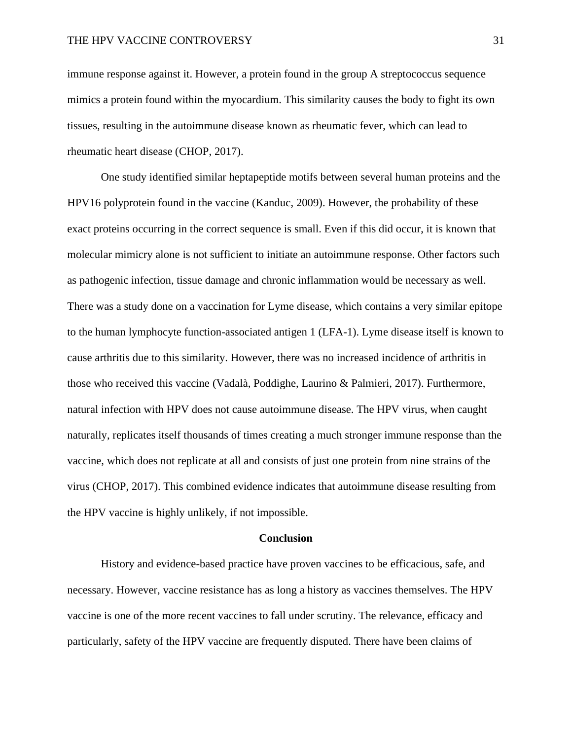immune response against it. However, a protein found in the group A streptococcus sequence mimics a protein found within the myocardium. This similarity causes the body to fight its own tissues, resulting in the autoimmune disease known as rheumatic fever, which can lead to rheumatic heart disease (CHOP, 2017).

One study identified similar heptapeptide motifs between several human proteins and the HPV16 polyprotein found in the vaccine (Kanduc, 2009). However, the probability of these exact proteins occurring in the correct sequence is small. Even if this did occur, it is known that molecular mimicry alone is not sufficient to initiate an autoimmune response. Other factors such as pathogenic infection, tissue damage and chronic inflammation would be necessary as well. There was a study done on a vaccination for Lyme disease, which contains a very similar epitope to the human lymphocyte function-associated antigen 1 (LFA-1). Lyme disease itself is known to cause arthritis due to this similarity. However, there was no increased incidence of arthritis in those who received this vaccine (Vadalà, Poddighe, Laurino & Palmieri, 2017). Furthermore, natural infection with HPV does not cause autoimmune disease. The HPV virus, when caught naturally, replicates itself thousands of times creating a much stronger immune response than the vaccine, which does not replicate at all and consists of just one protein from nine strains of the virus (CHOP, 2017). This combined evidence indicates that autoimmune disease resulting from the HPV vaccine is highly unlikely, if not impossible.

## Conclusion

History and evidence-based practice have proven vaccines to be efficacious, safe, and necessary. However, vaccine resistance has as long a history as vaccines themselves. The HPV vaccine is one of the more recent vaccines to fall under scrutiny. The relevance, efficacy and particularly, safety of the HPV vaccine are frequently disputed. There have been claims of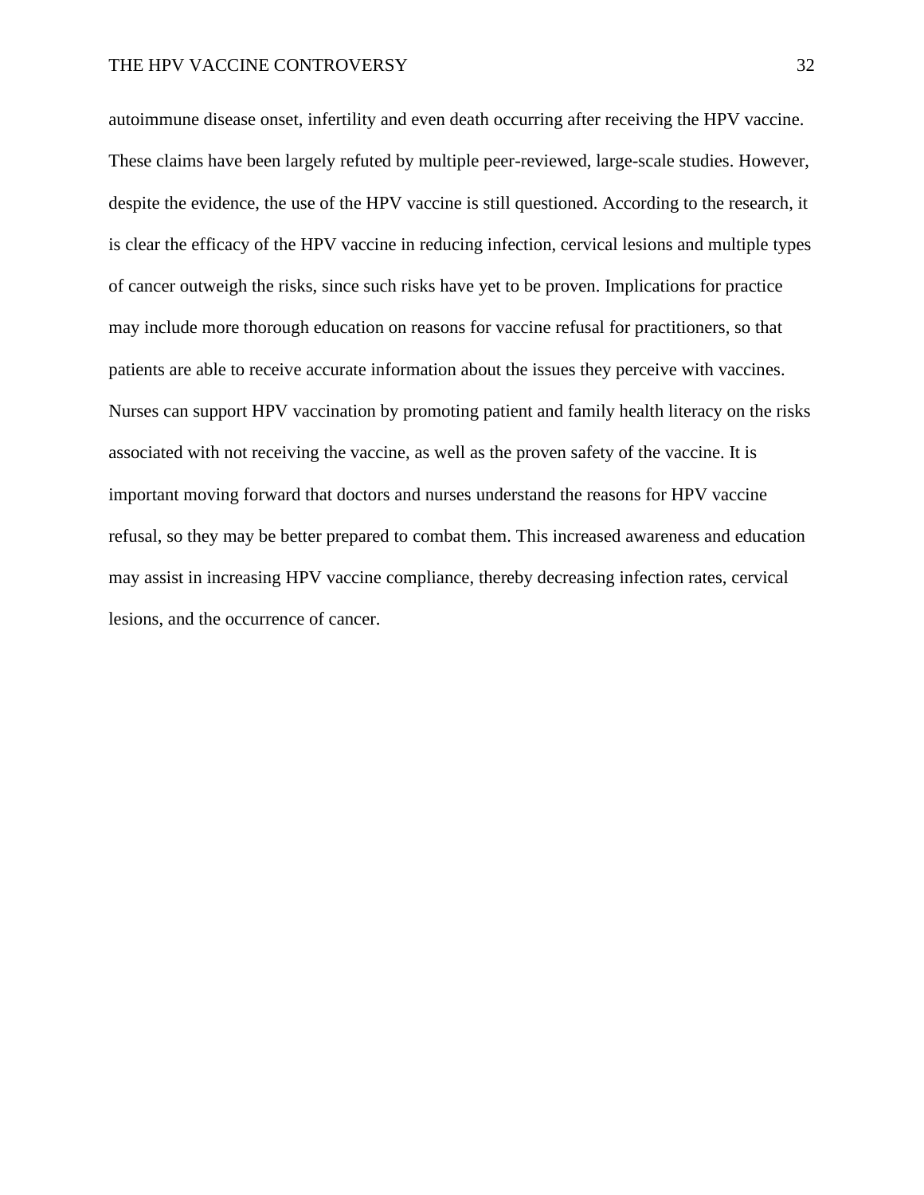autoimmune disease onset, infertility and even death occurring after receiving the HPV vaccine. These claims have been largely refuted by multiple peer-reviewed, large-scale studies. However, despite the evidence, the use of the HPV vaccine is still questioned. According to the research, it is clear the efficacy of the HPV vaccine in reducing infection, cervical lesions and multiple types of cancer outweigh the risks, since such risks have yet to be proven. Implications for practice may include more thorough education on reasons for vaccine refusal for practitioners, so that patients are able to receive accurate information about the issues they perceive with vaccines. Nurses can support HPV vaccination by promoting patient and family health literacy on the risks associated with not receiving the vaccine, as well as the proven safety of the vaccine. It is important moving forward that doctors and nurses understand the reasons for HPV vaccine refusal, so they may be better prepared to combat them. This increased awareness and education may assist in increasing HPV vaccine compliance, thereby decreasing infection rates, cervical lesions, and the occurrence of cancer.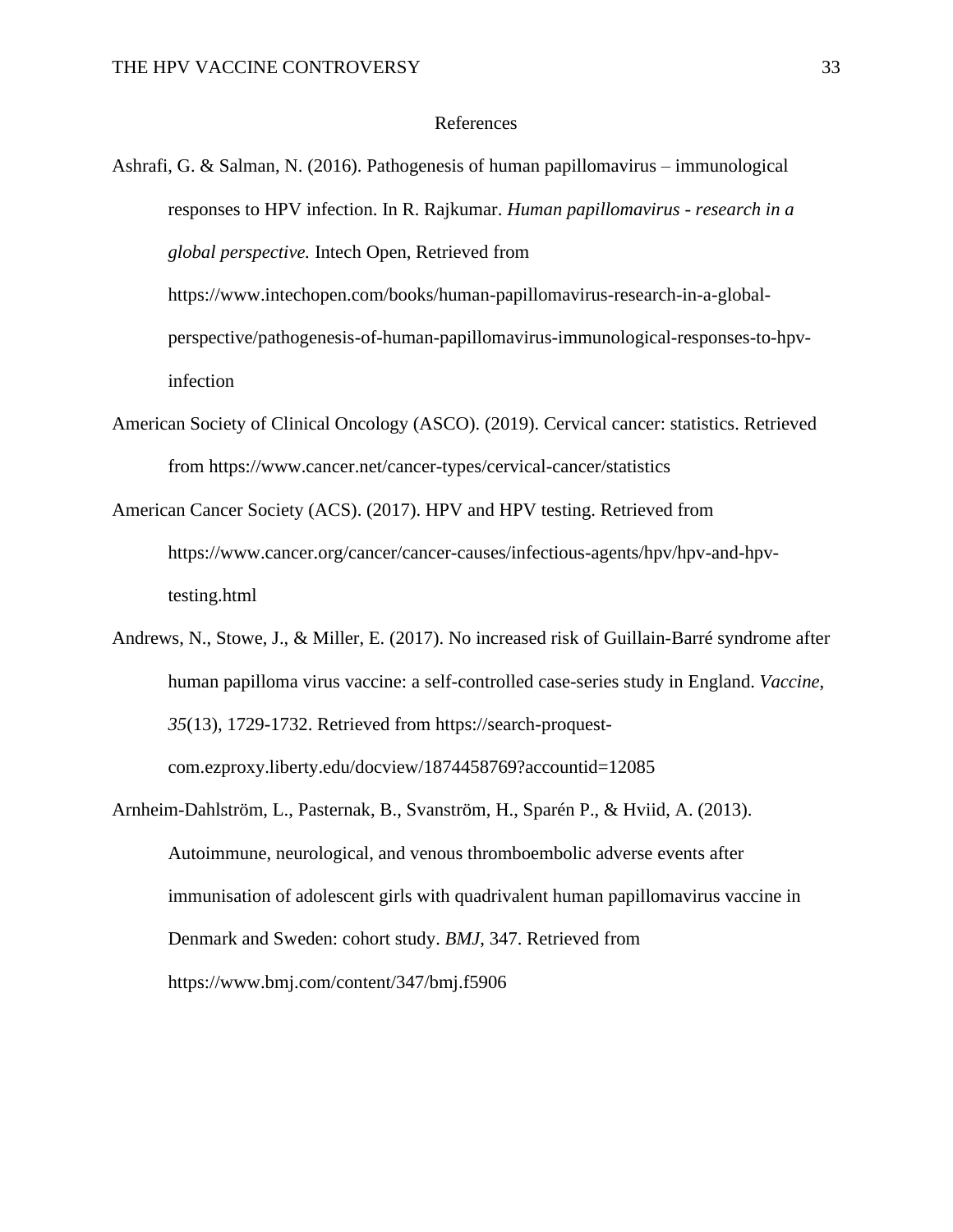# References

Ashrafi, G. & Salman, N. (2016). Pathogenesis of human papillomavirus – immunological responses to HPV infection. In R. Rajkumar. *Human papillomavirus - research in a global perspective.* Intech Open, Retrieved from https://www.intechopen.com/books/human-papillomavirus-research-in-a-global-perspective/pathogenesis-of-human-papillomavirus-immunological-responses-to-hpv-infection

American Society of Clinical Oncology (ASCO). (2019). Cervical cancer: statistics. Retrieved from https://www.cancer.net/cancer-types/cervical-cancer/statistics

American Cancer Society (ACS). (2017). HPV and HPV testing. Retrieved from https://www.cancer.org/cancer/cancer-causes/infectious-agents/hpv/hpv-and-hpv-testing.html

Andrews, N., Stowe, J., & Miller, E. (2017). No increased risk of Guillain-Barré syndrome after human papilloma virus vaccine: a self-controlled case-series study in England. *Vaccine*, *35*(13), 1729-1732. Retrieved from https://search-proquest-com.ezproxy.liberty.edu/docview/1874458769?accountid=12085

Arnheim-Dahlström, L., Pasternak, B., Svanström, H., Sparén P., & Hviid, A. (2013). Autoimmune, neurological, and venous thromboembolic adverse events after immunisation of adolescent girls with quadrivalent human papillomavirus vaccine in Denmark and Sweden: cohort study. *BMJ*, 347. Retrieved from https://www.bmj.com/content/347/bmj.f5906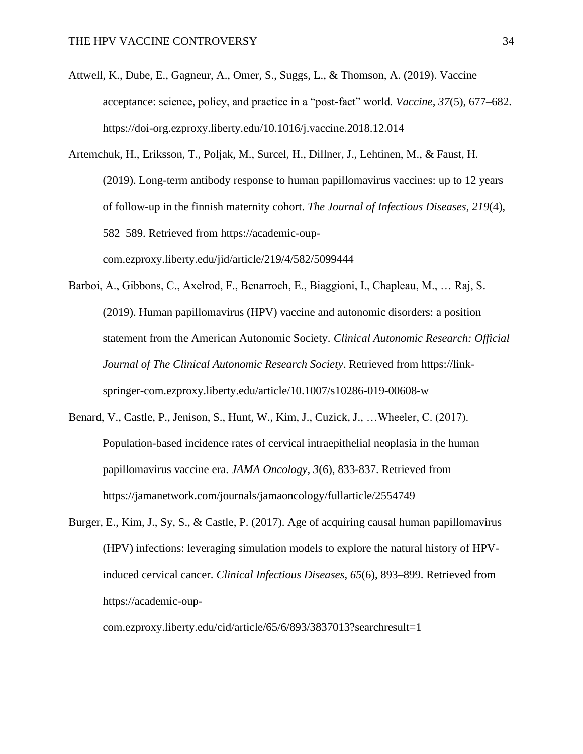Attwell, K., Dube, E., Gagneur, A., Omer, S., Suggs, L., & Thomson, A. (2019). Vaccine acceptance: science, policy, and practice in a “post-fact” world. *Vaccine, 37*(5), 677–682. https://doi-org.ezproxy.liberty.edu/10.1016/j.vaccine.2018.12.014

Artemchuk, H., Eriksson, T., Poljak, M., Surcel, H., Dillner, J., Lehtinen, M., & Faust, H. (2019). Long-term antibody response to human papillomavirus vaccines: up to 12 years of follow-up in the finnish maternity cohort. *The Journal of Infectious Diseases*, *219*(4), 582–589. Retrieved from https://academic-oup-com.ezproxy.liberty.edu/jid/article/219/4/582/5099444

Barboi, A., Gibbons, C., Axelrod, F., Benarroch, E., Biaggioni, I., Chapleau, M., … Raj, S. (2019). Human papillomavirus (HPV) vaccine and autonomic disorders: a position statement from the American Autonomic Society. *Clinical Autonomic Research: Official Journal of The Clinical Autonomic Research Society*. Retrieved from https://link-springer-com.ezproxy.liberty.edu/article/10.1007/s10286-019-00608-w

Benard, V., Castle, P., Jenison, S., Hunt, W., Kim, J., Cuzick, J., …Wheeler, C. (2017). Population-based incidence rates of cervical intraepithelial neoplasia in the human papillomavirus vaccine era. *JAMA Oncology, 3*(6), 833-837. Retrieved from https://jamanetwork.com/journals/jamaoncology/fullarticle/2554749

Burger, E., Kim, J., Sy, S., & Castle, P. (2017). Age of acquiring causal human papillomavirus (HPV) infections: leveraging simulation models to explore the natural history of HPV-induced cervical cancer. *Clinical Infectious Diseases*, *65*(6), 893–899. Retrieved from https://academic-oup-com.ezproxy.liberty.edu/cid/article/65/6/893/3837013?searchresult=1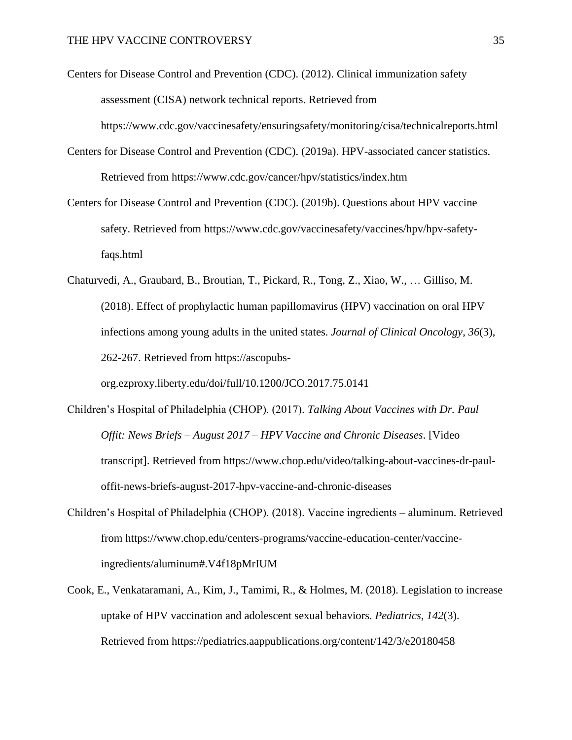Centers for Disease Control and Prevention (CDC). (2012). Clinical immunization safety assessment (CISA) network technical reports. Retrieved from https://www.cdc.gov/vaccinesafety/ensuringsafety/monitoring/cisa/technicalreports.html

Centers for Disease Control and Prevention (CDC). (2019a). HPV-associated cancer statistics. Retrieved from https://www.cdc.gov/cancer/hpv/statistics/index.htm

Centers for Disease Control and Prevention (CDC). (2019b). Questions about HPV vaccine safety. Retrieved from https://www.cdc.gov/vaccinesafety/vaccines/hpv/hpv-safety-faqs.html

Chaturvedi, A., Graubard, B., Broutian, T., Pickard, R., Tong, Z., Xiao, W., … Gilliso, M. (2018). Effect of prophylactic human papillomavirus (HPV) vaccination on oral HPV infections among young adults in the united states. *Journal of Clinical Oncology*, *36*(3), 262-267. Retrieved from https://ascopubs-org.ezproxy.liberty.edu/doi/full/10.1200/JCO.2017.75.0141

Children's Hospital of Philadelphia (CHOP). (2017). *Talking About Vaccines with Dr. Paul Offit: News Briefs – August 2017 – HPV Vaccine and Chronic Diseases*. [Video transcript]. Retrieved from https://www.chop.edu/video/talking-about-vaccines-dr-paul-offit-news-briefs-august-2017-hpv-vaccine-and-chronic-diseases

Children's Hospital of Philadelphia (CHOP). (2018). Vaccine ingredients – aluminum. Retrieved from https://www.chop.edu/centers-programs/vaccine-education-center/vaccine-ingredients/aluminum#.V4f18pMrIUM

Cook, E., Venkataramani, A., Kim, J., Tamimi, R., & Holmes, M. (2018). Legislation to increase uptake of HPV vaccination and adolescent sexual behaviors. *Pediatrics*, *142*(3). Retrieved from https://pediatrics.aappublications.org/content/142/3/e20180458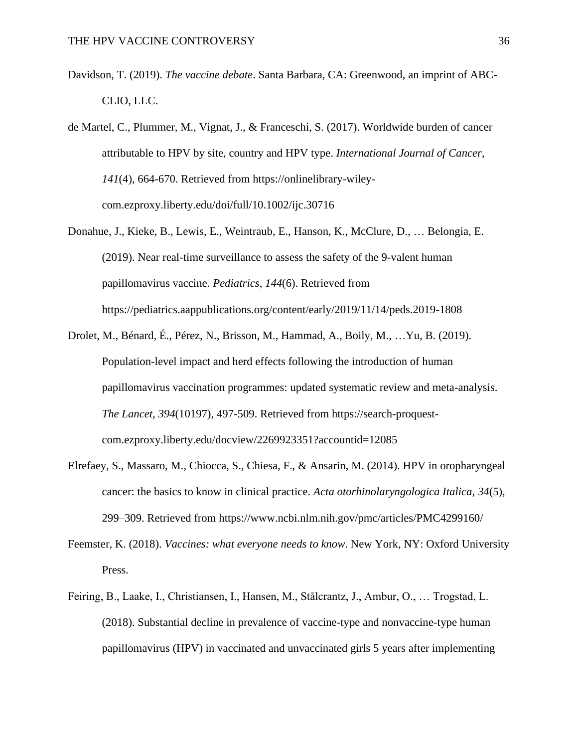Davidson, T. (2019). *The vaccine debate*. Santa Barbara, CA: Greenwood, an imprint of ABC-CLIO, LLC.

de Martel, C., Plummer, M., Vignat, J., & Franceschi, S. (2017). Worldwide burden of cancer attributable to HPV by site, country and HPV type. *International Journal of Cancer*, *141*(4), 664-670. Retrieved from https://onlinelibrary-wiley-com.ezproxy.liberty.edu/doi/full/10.1002/ijc.30716

Donahue, J., Kieke, B., Lewis, E., Weintraub, E., Hanson, K., McClure, D., … Belongia, E. (2019). Near real-time surveillance to assess the safety of the 9-valent human papillomavirus vaccine. *Pediatrics*, *144*(6). Retrieved from https://pediatrics.aappublications.org/content/early/2019/11/14/peds.2019-1808

Drolet, M., Bénard, É., Pérez, N., Brisson, M., Hammad, A., Boily, M., …Yu, B. (2019). Population-level impact and herd effects following the introduction of human papillomavirus vaccination programmes: updated systematic review and meta-analysis. *The Lancet, 394*(10197), 497-509. Retrieved from https://search-proquest-com.ezproxy.liberty.edu/docview/2269923351?accountid=12085

Elrefaey, S., Massaro, M., Chiocca, S., Chiesa, F., & Ansarin, M. (2014). HPV in oropharyngeal cancer: the basics to know in clinical practice. *Acta otorhinolaryngologica Italica*, *34*(5), 299–309. Retrieved from https://www.ncbi.nlm.nih.gov/pmc/articles/PMC4299160/

Feemster, K. (2018). *Vaccines: what everyone needs to know*. New York, NY: Oxford University Press.

Feiring, B., Laake, I., Christiansen, I., Hansen, M., Stålcrantz, J., Ambur, O., … Trogstad, L. (2018). Substantial decline in prevalence of vaccine-type and nonvaccine-type human papillomavirus (HPV) in vaccinated and unvaccinated girls 5 years after implementing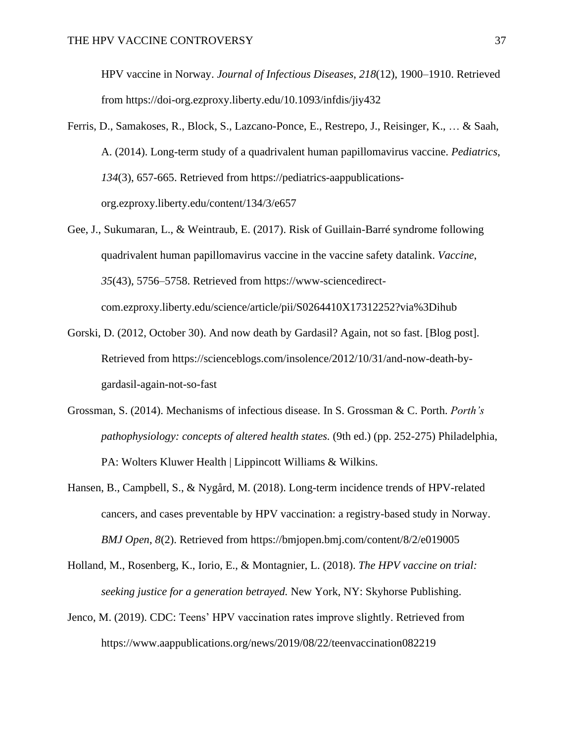HPV vaccine in Norway. *Journal of Infectious Diseases*, *218*(12), 1900–1910. Retrieved from https://doi-org.ezproxy.liberty.edu/10.1093/infdis/jiy432

Ferris, D., Samakoses, R., Block, S., Lazcano-Ponce, E., Restrepo, J., Reisinger, K., … & Saah, A. (2014). Long-term study of a quadrivalent human papillomavirus vaccine. *Pediatrics*, *134*(3), 657-665. Retrieved from https://pediatrics-aappublications-org.ezproxy.liberty.edu/content/134/3/e657

Gee, J., Sukumaran, L., & Weintraub, E. (2017). Risk of Guillain-Barré syndrome following quadrivalent human papillomavirus vaccine in the vaccine safety datalink. *Vaccine*, *35*(43), 5756–5758. Retrieved from https://www-sciencedirect-com.ezproxy.liberty.edu/science/article/pii/S0264410X17312252?via%3Dihub

Gorski, D. (2012, October 30). And now death by Gardasil? Again, not so fast. [Blog post]. Retrieved from https://scienceblogs.com/insolence/2012/10/31/and-now-death-by-gardasil-again-not-so-fast

Grossman, S. (2014). Mechanisms of infectious disease. In S. Grossman & C. Porth. *Porth's pathophysiology: concepts of altered health states.* (9th ed.) (pp. 252-275) Philadelphia, PA: Wolters Kluwer Health | Lippincott Williams & Wilkins.

Hansen, B., Campbell, S., & Nygård, M. (2018). Long-term incidence trends of HPV-related cancers, and cases preventable by HPV vaccination: a registry-based study in Norway. *BMJ Open*, *8*(2). Retrieved from https://bmjopen.bmj.com/content/8/2/e019005

Holland, M., Rosenberg, K., Iorio, E., & Montagnier, L. (2018). *The HPV vaccine on trial: seeking justice for a generation betrayed.* New York, NY: Skyhorse Publishing.

Jenco, M. (2019). CDC: Teens' HPV vaccination rates improve slightly. Retrieved from https://www.aappublications.org/news/2019/08/22/teenvaccination082219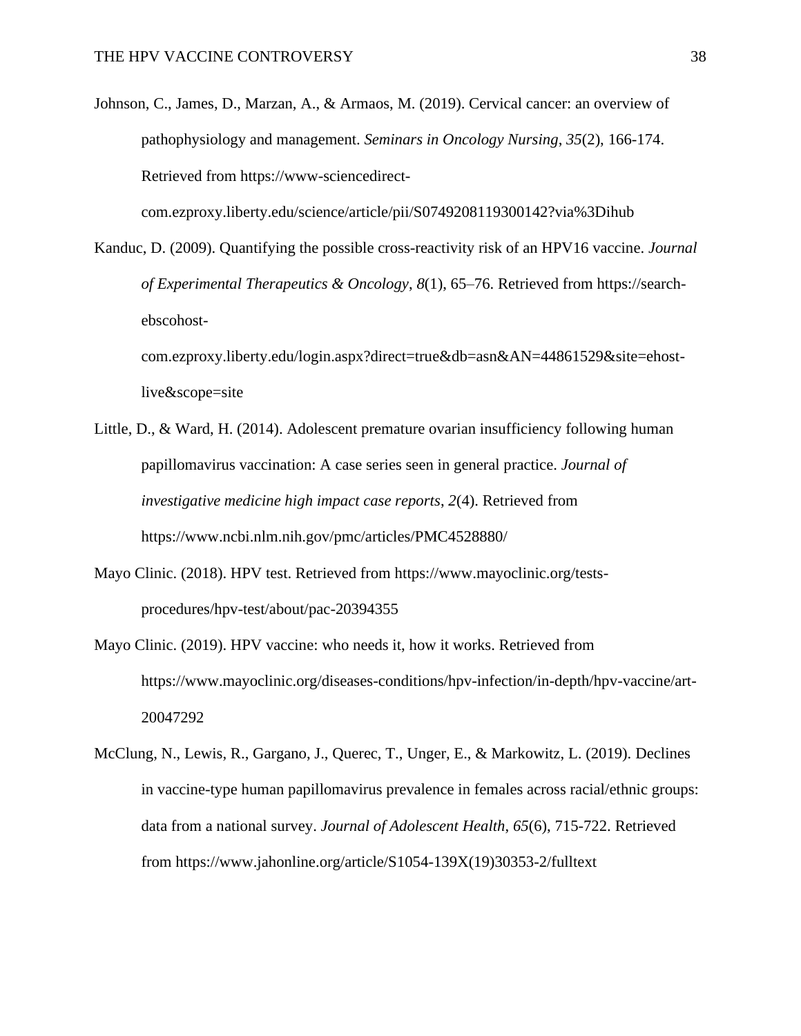Johnson, C., James, D., Marzan, A., & Armaos, M. (2019). Cervical cancer: an overview of pathophysiology and management. *Seminars in Oncology Nursing*, *35*(2), 166-174. Retrieved from https://www-sciencedirect-com.ezproxy.liberty.edu/science/article/pii/S0749208119300142?via%3Dihub

Kanduc, D. (2009). Quantifying the possible cross-reactivity risk of an HPV16 vaccine. *Journal of Experimental Therapeutics & Oncology*, *8*(1), 65–76. Retrieved from https://search-ebscohost-com.ezproxy.liberty.edu/login.aspx?direct=true&db=asn&AN=44861529&site=ehost-live&scope=site

Little, D., & Ward, H. (2014). Adolescent premature ovarian insufficiency following human papillomavirus vaccination: A case series seen in general practice. *Journal of investigative medicine high impact case reports*, *2*(4). Retrieved from https://www.ncbi.nlm.nih.gov/pmc/articles/PMC4528880/

Mayo Clinic. (2018). HPV test. Retrieved from https://www.mayoclinic.org/tests-procedures/hpv-test/about/pac-20394355

Mayo Clinic. (2019). HPV vaccine: who needs it, how it works. Retrieved from https://www.mayoclinic.org/diseases-conditions/hpv-infection/in-depth/hpv-vaccine/art-20047292

McClung, N., Lewis, R., Gargano, J., Querec, T., Unger, E., & Markowitz, L. (2019). Declines in vaccine-type human papillomavirus prevalence in females across racial/ethnic groups: data from a national survey. *Journal of Adolescent Health*, *65*(6), 715-722. Retrieved from https://www.jahonline.org/article/S1054-139X(19)30353-2/fulltext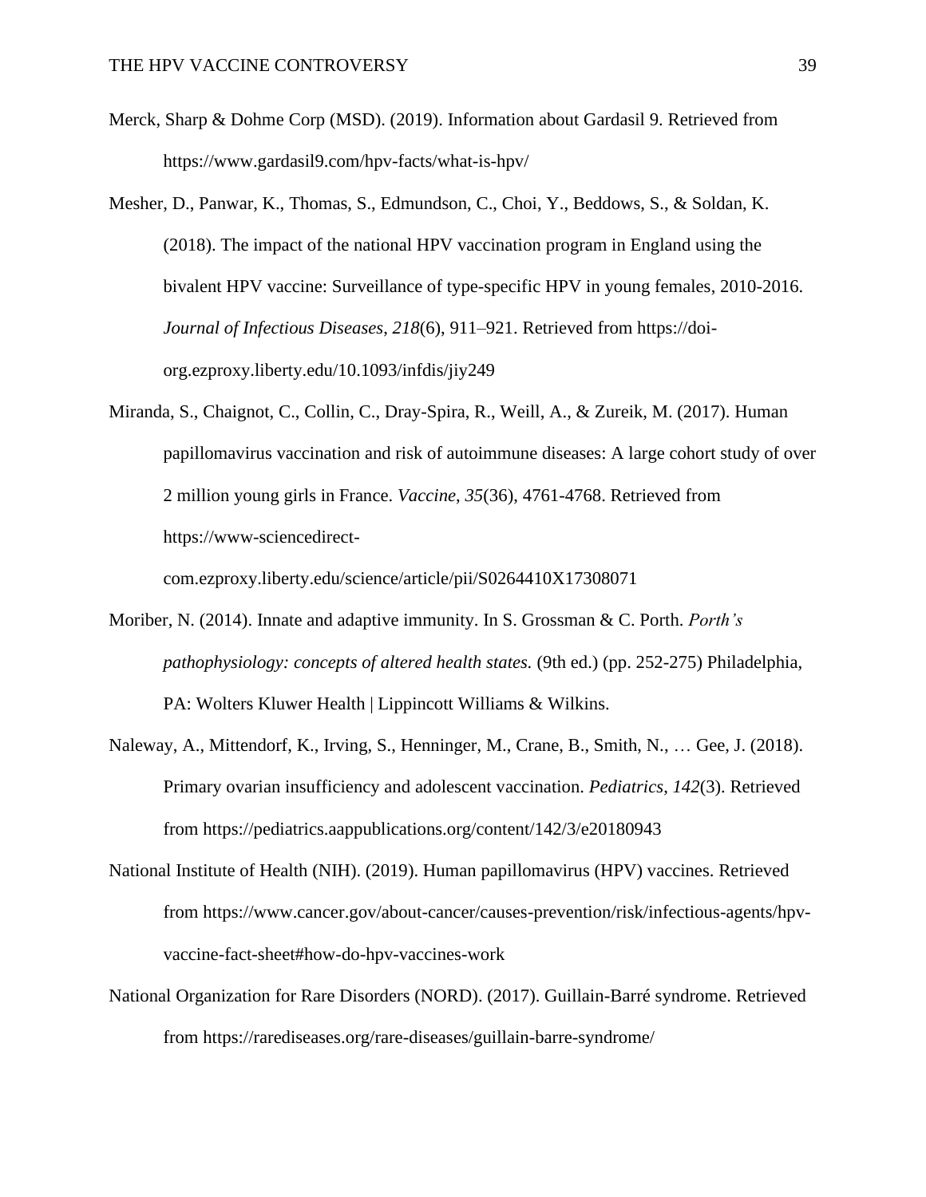Merck, Sharp & Dohme Corp (MSD). (2019). Information about Gardasil 9. Retrieved from https://www.gardasil9.com/hpv-facts/what-is-hpv/

Mesher, D., Panwar, K., Thomas, S., Edmundson, C., Choi, Y., Beddows, S., & Soldan, K. (2018). The impact of the national HPV vaccination program in England using the bivalent HPV vaccine: Surveillance of type-specific HPV in young females, 2010-2016. *Journal of Infectious Diseases*, *218*(6), 911–921. Retrieved from https://doi-org.ezproxy.liberty.edu/10.1093/infdis/jiy249

Miranda, S., Chaignot, C., Collin, C., Dray-Spira, R., Weill, A., & Zureik, M. (2017). Human papillomavirus vaccination and risk of autoimmune diseases: A large cohort study of over 2 million young girls in France. *Vaccine*, *35*(36), 4761-4768. Retrieved from https://www-sciencedirect-com.ezproxy.liberty.edu/science/article/pii/S0264410X17308071

Moriber, N. (2014). Innate and adaptive immunity. In S. Grossman & C. Porth. *Porth's pathophysiology: concepts of altered health states.* (9th ed.) (pp. 252-275) Philadelphia, PA: Wolters Kluwer Health | Lippincott Williams & Wilkins.

Naleway, A., Mittendorf, K., Irving, S., Henninger, M., Crane, B., Smith, N., … Gee, J. (2018). Primary ovarian insufficiency and adolescent vaccination. *Pediatrics*, *142*(3). Retrieved from https://pediatrics.aappublications.org/content/142/3/e20180943

National Institute of Health (NIH). (2019). Human papillomavirus (HPV) vaccines. Retrieved from https://www.cancer.gov/about-cancer/causes-prevention/risk/infectious-agents/hpv-vaccine-fact-sheet#how-do-hpv-vaccines-work

National Organization for Rare Disorders (NORD). (2017). Guillain-Barré syndrome. Retrieved from https://rarediseases.org/rare-diseases/guillain-barre-syndrome/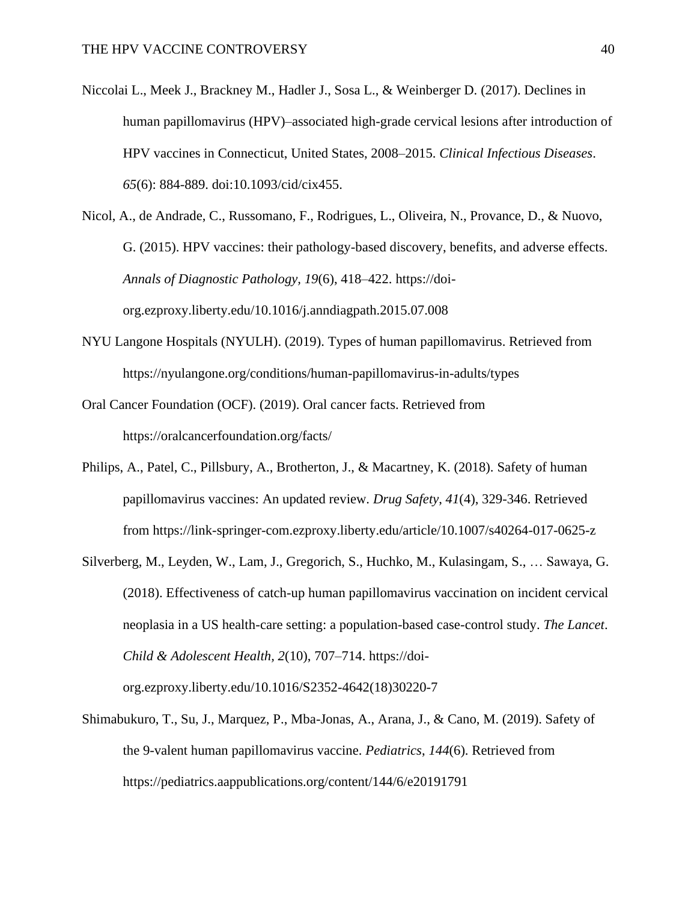Niccolai L., Meek J., Brackney M., Hadler J., Sosa L., & Weinberger D. (2017). Declines in human papillomavirus (HPV)–associated high-grade cervical lesions after introduction of HPV vaccines in Connecticut, United States, 2008–2015. *Clinical Infectious Diseases*. *65*(6): 884-889. doi:10.1093/cid/cix455.

Nicol, A., de Andrade, C., Russomano, F., Rodrigues, L., Oliveira, N., Provance, D., & Nuovo, G. (2015). HPV vaccines: their pathology-based discovery, benefits, and adverse effects. *Annals of Diagnostic Pathology*, *19*(6), 418–422. https://doi-org.ezproxy.liberty.edu/10.1016/j.anndiagpath.2015.07.008

NYU Langone Hospitals (NYULH). (2019). Types of human papillomavirus. Retrieved from https://nyulangone.org/conditions/human-papillomavirus-in-adults/types

Oral Cancer Foundation (OCF). (2019). Oral cancer facts. Retrieved from https://oralcancerfoundation.org/facts/

Philips, A., Patel, C., Pillsbury, A., Brotherton, J., & Macartney, K. (2018). Safety of human papillomavirus vaccines: An updated review. *Drug Safety*, *41*(4), 329-346. Retrieved from https://link-springer-com.ezproxy.liberty.edu/article/10.1007/s40264-017-0625-z

Silverberg, M., Leyden, W., Lam, J., Gregorich, S., Huchko, M., Kulasingam, S., … Sawaya, G. (2018). Effectiveness of catch-up human papillomavirus vaccination on incident cervical neoplasia in a US health-care setting: a population-based case-control study. *The Lancet. Child & Adolescent Health*, *2*(10), 707–714. https://doi-org.ezproxy.liberty.edu/10.1016/S2352-4642(18)30220-7

Shimabukuro, T., Su, J., Marquez, P., Mba-Jonas, A., Arana, J., & Cano, M. (2019). Safety of the 9-valent human papillomavirus vaccine. *Pediatrics*, *144*(6). Retrieved from https://pediatrics.aappublications.org/content/144/6/e20191791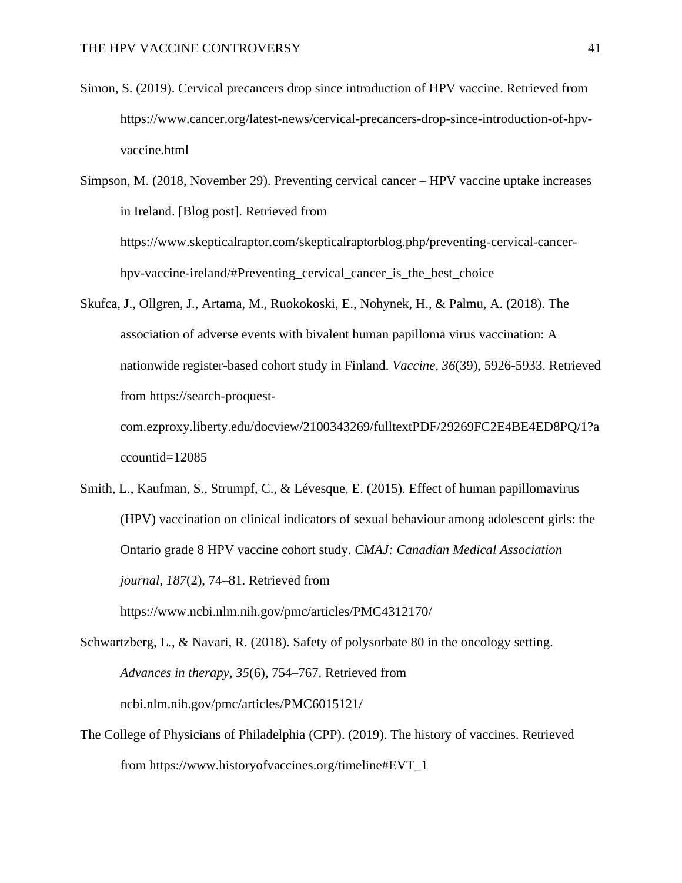Simon, S. (2019). Cervical precancers drop since introduction of HPV vaccine. Retrieved from https://www.cancer.org/latest-news/cervical-precancers-drop-since-introduction-of-hpv-vaccine.html

Simpson, M. (2018, November 29). Preventing cervical cancer – HPV vaccine uptake increases in Ireland. [Blog post]. Retrieved from https://www.skepticalraptor.com/skepticalraptorblog.php/preventing-cervical-cancer-hpv-vaccine-ireland/#Preventing_cervical_cancer_is_the_best_choice

Skufca, J., Ollgren, J., Artama, M., Ruokokoski, E., Nohynek, H., & Palmu, A. (2018). The association of adverse events with bivalent human papilloma virus vaccination: A nationwide register-based cohort study in Finland. *Vaccine*, *36*(39), 5926-5933. Retrieved from https://search-proquest-com.ezproxy.liberty.edu/docview/2100343269/fulltextPDF/29269FC2E4BE4ED8PQ/1?accountid=12085

Smith, L., Kaufman, S., Strumpf, C., & Lévesque, E. (2015). Effect of human papillomavirus (HPV) vaccination on clinical indicators of sexual behaviour among adolescent girls: the Ontario grade 8 HPV vaccine cohort study. *CMAJ: Canadian Medical Association journal*, *187*(2), 74–81. Retrieved from https://www.ncbi.nlm.nih.gov/pmc/articles/PMC4312170/

Schwartzberg, L., & Navari, R. (2018). Safety of polysorbate 80 in the oncology setting. *Advances in therapy*, *35*(6), 754–767. Retrieved from ncbi.nlm.nih.gov/pmc/articles/PMC6015121/

The College of Physicians of Philadelphia (CPP). (2019). The history of vaccines. Retrieved from https://www.historyofvaccines.org/timeline#EVT_1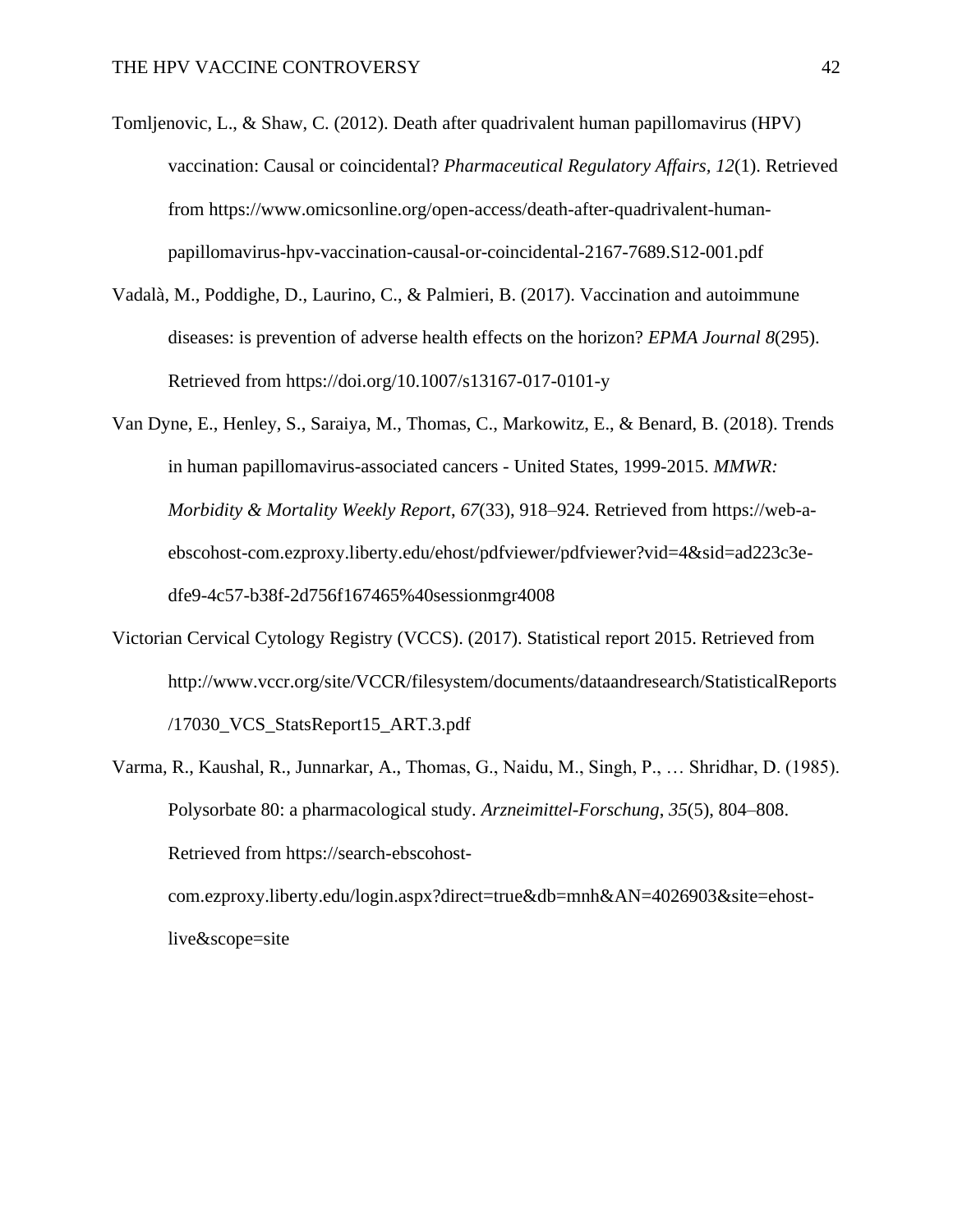Tomljenovic, L., & Shaw, C. (2012). Death after quadrivalent human papillomavirus (HPV) vaccination: Causal or coincidental? *Pharmaceutical Regulatory Affairs, 12*(1). Retrieved from https://www.omicsonline.org/open-access/death-after-quadrivalent-human-papillomavirus-hpv-vaccination-causal-or-coincidental-2167-7689.S12-001.pdf

Vadalà, M., Poddighe, D., Laurino, C., & Palmieri, B. (2017). Vaccination and autoimmune diseases: is prevention of adverse health effects on the horizon? *EPMA Journal 8*(295). Retrieved from https://doi.org/10.1007/s13167-017-0101-y

Van Dyne, E., Henley, S., Saraiya, M., Thomas, C., Markowitz, E., & Benard, B. (2018). Trends in human papillomavirus-associated cancers - United States, 1999-2015. *MMWR: Morbidity & Mortality Weekly Report*, *67*(33), 918–924. Retrieved from https://web-a-ebscohost-com.ezproxy.liberty.edu/ehost/pdfviewer/pdfviewer?vid=4&sid=ad223c3e-dfe9-4c57-b38f-2d756f167465%40sessionmgr4008

Victorian Cervical Cytology Registry (VCCS). (2017). Statistical report 2015. Retrieved from http://www.vccr.org/site/VCCR/filesystem/documents/dataandresearch/StatisticalReports/17030_VCS_StatsReport15_ART.3.pdf

Varma, R., Kaushal, R., Junnarkar, A., Thomas, G., Naidu, M., Singh, P., … Shridhar, D. (1985). Polysorbate 80: a pharmacological study. *Arzneimittel-Forschung*, *35*(5), 804–808. Retrieved from https://search-ebscohost-com.ezproxy.liberty.edu/login.aspx?direct=true&db=mnh&AN=4026903&site=ehost-live&scope=site